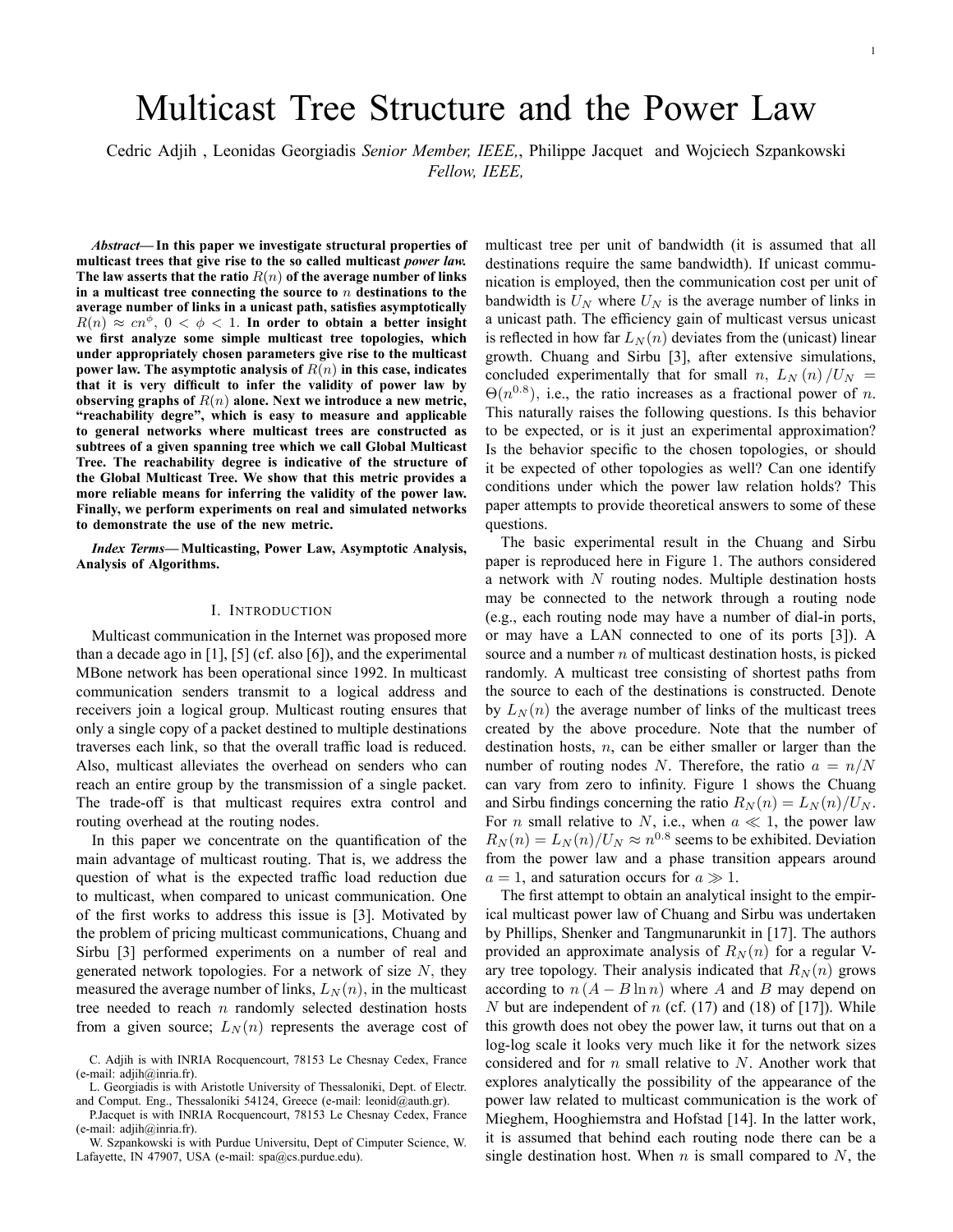# Multicast Tree Structure and the Power Law

Cedric Adjih , Leonidas Georgiadis *Senior Member, IEEE,*, Philippe Jacquet and Wojciech Szpankowski *Fellow, IEEE,*

***Abstract*— In this paper we investigate structural properties of multicast trees that give rise to the so called multicast *power law.* The law asserts that the ratio $R(n)$ of the average number of links in a multicast tree connecting the source to $n$ destinations to the average number of links in a unicast path, satisfies asymptotically $R(n) \approx cn^{\phi}$, $0 < \phi < 1$. In order to obtain a better insight we first analyze some simple multicast tree topologies, which under appropriately chosen parameters give rise to the multicast power law. The asymptotic analysis of $R(n)$ in this case, indicates that it is very difficult to infer the validity of power law by observing graphs of $R(n)$ alone. Next we introduce a new metric, "reachability degree", which is easy to measure and applicable to general networks where multicast trees are constructed as subtrees of a given spanning tree which we call Global Multicast Tree. The reachability degree is indicative of the structure of the Global Multicast Tree. We show that this metric provides a more reliable means for inferring the validity of the power law. Finally, we perform experiments on real and simulated networks to demonstrate the use of the new metric.**

***Index Terms*— Multicasting, Power Law, Asymptotic Analysis, Analysis of Algorithms.**

## I. Introduction

Multicast communication in the Internet was proposed more than a decade ago in [1], [5] (cf. also [6]), and the experimental MBone network has been operational since 1992. In multicast communication senders transmit to a logical address and receivers join a logical group. Multicast routing ensures that only a single copy of a packet destined to multiple destinations traverses each link, so that the overall traffic load is reduced. Also, multicast alleviates the overhead on senders who can reach an entire group by the transmission of a single packet. The trade-off is that multicast requires extra control and routing overhead at the routing nodes.

In this paper we concentrate on the quantification of the main advantage of multicast routing. That is, we address the question of what is the expected traffic load reduction due to multicast, when compared to unicast communication. One of the first works to address this issue is [3]. Motivated by the problem of pricing multicast communications, Chuang and Sirbu [3] performed experiments on a number of real and generated network topologies. For a network of size $N$, they measured the average number of links, $L_N(n)$, in the multicast tree needed to reach $n$ randomly selected destination hosts from a given source; $L_N(n)$ represents the average cost of multicast tree per unit of bandwidth (it is assumed that all destinations require the same bandwidth). If unicast communication is employed, then the communication cost per unit of bandwidth is $U_N$ where $U_N$ is the average number of links in a unicast path. The efficiency gain of multicast versus unicast is reflected in how far $L_N(n)$ deviates from the (unicast) linear growth. Chuang and Sirbu, after extensive simulations, concluded experimentally that for small $n$, $L_N(n)/U_N = \Theta(n^{0.8})$, i.e., the ratio increases as a fractional power of $n$. This naturally raises the following questions. Is this behavior to be expected, or is it just an experimental approximation? Is the behavior specific to the chosen topologies, or should it be expected of other topologies as well? Can one identify conditions under which the power law relation holds? This paper attempts to provide theoretical answers to some of these questions.

The basic experimental result in the Chuang and Sirbu paper is reproduced here in Figure 1. The authors considered a network with $N$ routing nodes. Multiple destination hosts may be connected to the network through a routing node (e.g., each routing node may have a number of dial-in ports, or may have a LAN connected to one of its ports [3]). A source and a number $n$ of multicast destination hosts, is picked randomly. A multicast tree consisting of shortest paths from the source to each of the destinations is constructed. Denote by $L_N(n)$ the average number of links of the multicast trees created by the above procedure. Note that the number of destination hosts, $n$, can be either smaller or larger than the number of routing nodes $N$. Therefore, the ratio $a = n/N$ can vary from zero to infinity. Figure 1 shows the Chuang and Sirbu findings concerning the ratio $R_N(n) = L_N(n)/U_N$. For $n$ small relative to $N$, i.e., when $a \ll 1$, the power law $R_N(n) = L_N(n)/U_N \approx n^{0.8}$ seems to be exhibited. Deviation from the power law and a phase transition appears around $a = 1$, and saturation occurs for $a \gg 1$.

The first attempt to obtain an analytical insight to the empirical multicast power law of Chuang and Sirbu was undertaken by Phillips, Shenker and Tangmunarunkit in [17]. The authors provided an approximate analysis of $R_N(n)$ for a regular V-ary tree topology. Their analysis indicated that $R_N(n)$ grows according to $n(A - B \ln n)$ where $A$ and $B$ may depend on $N$ but are independent of $n$ (cf. (17) and (18) of [17]). While this growth does not obey the power law, it turns out that on a log-log scale it looks very much like it for the network sizes considered and for $n$ small relative to $N$. Another work that explores analytically the possibility of the appearance of the power law related to multicast communication is the work of Mieghem, Hooghiemstra and Hofstad [14]. In the latter work, it is assumed that behind each routing node there can be a single destination host. When $n$ is small compared to $N$, the

C. Adjih is with INRIA Rocquencourt, 78153 Le Chesnay Cedex, France (e-mail: adjih@inria.fr).

L. Georgiadis is with Aristotle University of Thessaloniki, Dept. of Electr. and Comput. Eng., Thessaloniki 54124, Greece (e-mail: leonid@auth.gr).

P.Jacquet is with INRIA Rocquencourt, 78153 Le Chesnay Cedex, France (e-mail: adjih@inria.fr).

W. Szpankowski is with Purdue Universitu, Dept of Cimputer Science, W. Lafayette, IN 47907, USA (e-mail: spa@cs.purdue.edu).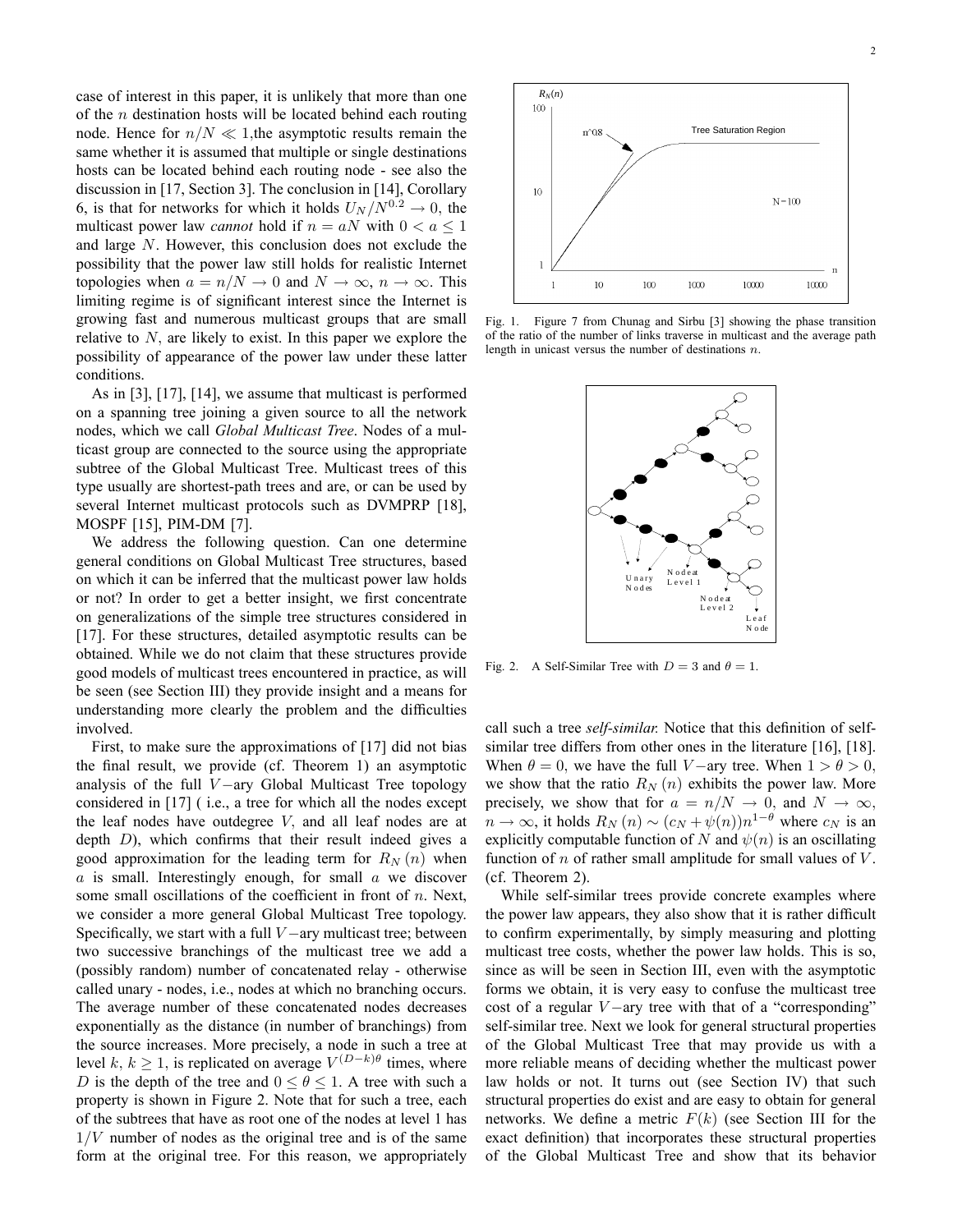case of interest in this paper, it is unlikely that more than one of the $n$ destination hosts will be located behind each routing node. Hence for $n/N \ll 1$,the asymptotic results remain the same whether it is assumed that multiple or single destinations hosts can be located behind each routing node - see also the discussion in [17, Section 3]. The conclusion in [14], Corollary 6, is that for networks for which it holds $U_N/N^{0.2} \to 0$, the multicast power law *cannot* hold if $n = aN$ with $0 < a \leq 1$ and large $N$. However, this conclusion does not exclude the possibility that the power law still holds for realistic Internet topologies when $a = n/N \to 0$ and $N \to \infty$, $n \to \infty$. This limiting regime is of significant interest since the Internet is growing fast and numerous multicast groups that are small relative to $N$, are likely to exist. In this paper we explore the possibility of appearance of the power law under these latter conditions.

As in [3], [17], [14], we assume that multicast is performed on a spanning tree joining a given source to all the network nodes, which we call *Global Multicast Tree*. Nodes of a multicast group are connected to the source using the appropriate subtree of the Global Multicast Tree. Multicast trees of this type usually are shortest-path trees and are, or can be used by several Internet multicast protocols such as DVMPRP [18], MOSPF [15], PIM-DM [7].

We address the following question. Can one determine general conditions on Global Multicast Tree structures, based on which it can be inferred that the multicast power law holds or not? In order to get a better insight, we first concentrate on generalizations of the simple tree structures considered in [17]. For these structures, detailed asymptotic results can be obtained. While we do not claim that these structures provide good models of multicast trees encountered in practice, as will be seen (see Section III) they provide insight and a means for understanding more clearly the problem and the difficulties involved.

First, to make sure the approximations of [17] did not bias the final result, we provide (cf. Theorem 1) an asymptotic analysis of the full $V-$ary Global Multicast Tree topology considered in [17] ( i.e., a tree for which all the nodes except the leaf nodes have outdegree $V$, and all leaf nodes are at depth $D$), which confirms that their result indeed gives a good approximation for the leading term for $R_N(n)$ when $a$ is small. Interestingly enough, for small $a$ we discover some small oscillations of the coefficient in front of $n$. Next, we consider a more general Global Multicast Tree topology. Specifically, we start with a full $V-$ary multicast tree; between two successive branchings of the multicast tree we add a (possibly random) number of concatenated relay - otherwise called unary - nodes, i.e., nodes at which no branching occurs. The average number of these concatenated nodes decreases exponentially as the distance (in number of branchings) from the source increases. More precisely, a node in such a tree at level $k$, $k \geq 1$, is replicated on average $V^{(D-k)\theta}$ times, where $D$ is the depth of the tree and $0 \leq \theta \leq 1$. A tree with such a property is shown in Figure 2. Note that for such a tree, each of the subtrees that have as root one of the nodes at level 1 has $1/V$ number of nodes as the original tree and is of the same form at the original tree. For this reason, we appropriately call such a tree *self-similar*. Notice that this definition of self-similar tree differs from other ones in the literature [16], [18]. When $\theta = 0$, we have the full $V-$ary tree. When $1 > \theta > 0$, we show that the ratio $R_N(n)$ exhibits the power law. More precisely, we show that for $a = n/N \to 0$, and $N \to \infty$, $n \to \infty$, it holds $R_N(n) \sim (c_N + \psi(n))n^{1-\theta}$ where $c_N$ is an explicitly computable function of $N$ and $\psi(n)$ is an oscillating function of $n$ of rather small amplitude for small values of $V$. (cf. Theorem 2).

While self-similar trees provide concrete examples where the power law appears, they also show that it is rather difficult to confirm experimentally, by simply measuring and plotting multicast tree costs, whether the power law holds. This is so, since as will be seen in Section III, even with the asymptotic forms we obtain, it is very easy to confuse the multicast tree cost of a regular $V-$ary tree with that of a "corresponding" self-similar tree. Next we look for general structural properties of the Global Multicast Tree that may provide us with a more reliable means of deciding whether the multicast power law holds or not. It turns out (see Section IV) that such structural properties do exist and are easy to obtain for general networks. We define a metric $F(k)$ (see Section III for the exact definition) that incorporates these structural properties of the Global Multicast Tree and show that its behavior

Fig. 1. Figure 7 from Chunag and Sirbu [3] showing the phase transition of the ratio of the number of links traverse in multicast and the average path length in unicast versus the number of destinations $n$.

Fig. 2. A Self-Similar Tree with $D = 3$ and $\theta = 1$.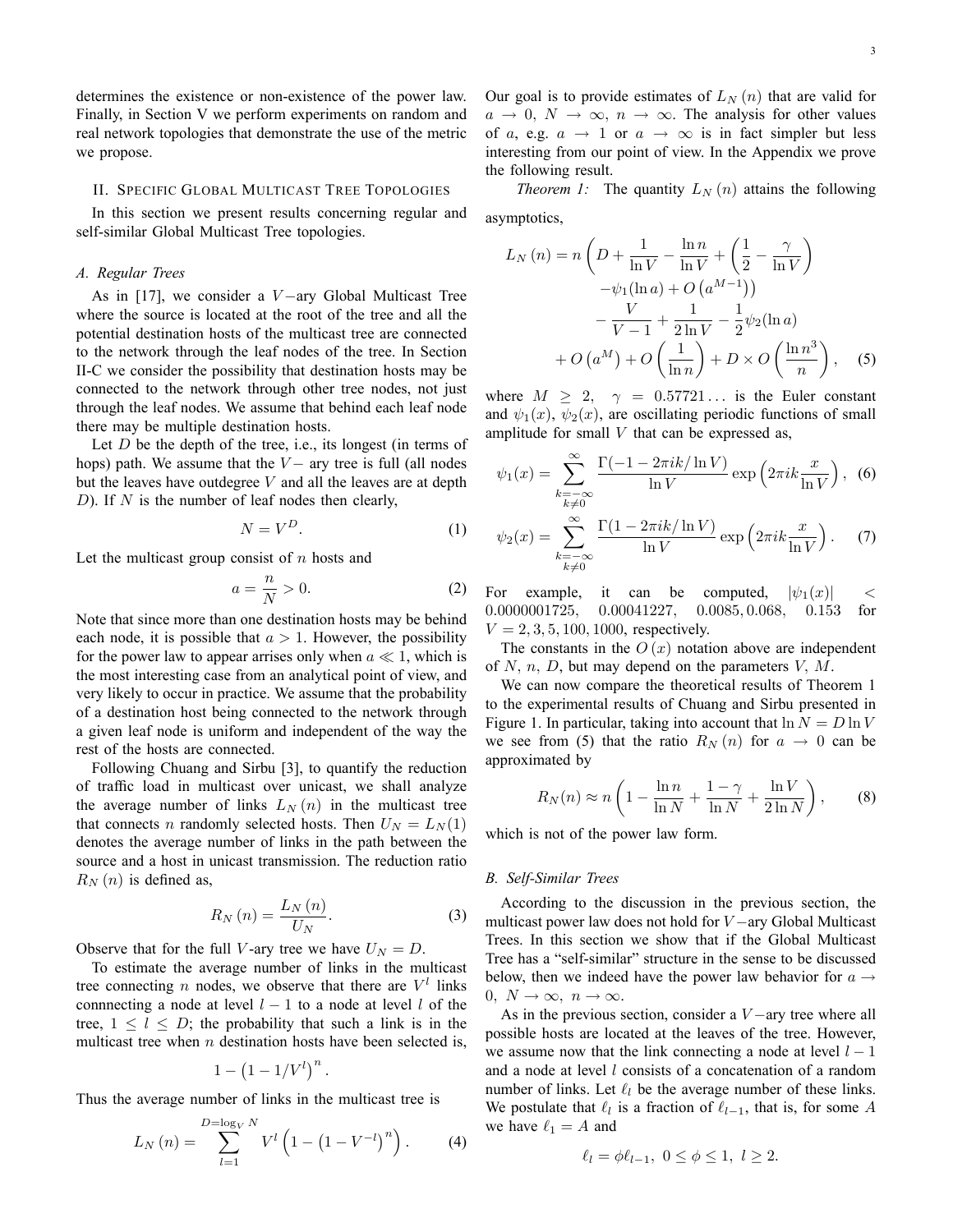determines the existence or non-existence of the power law. Finally, in Section V we perform experiments on random and real network topologies that demonstrate the use of the metric we propose.

## II. Specific Global Multicast Tree Topologies

In this section we present results concerning regular and self-similar Global Multicast Tree topologies.

### A. Regular Trees

As in [17], we consider a $V-$ary Global Multicast Tree where the source is located at the root of the tree and all the potential destination hosts of the multicast tree are connected to the network through the leaf nodes of the tree. In Section II-C we consider the possibility that destination hosts may be connected to the network through other tree nodes, not just through the leaf nodes. We assume that behind each leaf node there may be multiple destination hosts.

Let $D$ be the depth of the tree, i.e., its longest (in terms of hops) path. We assume that the $V-$ ary tree is full (all nodes but the leaves have outdegree $V$ and all the leaves are at depth $D$). If $N$ is the number of leaf nodes then clearly,

$$N = V^D. \tag{1}$$

Let the multicast group consist of $n$ hosts and

$$a = \frac{n}{N} > 0. \tag{2}$$

Note that since more than one destination hosts may be behind each node, it is possible that $a > 1$. However, the possibility for the power law to appear arrises only when $a \ll 1$, which is the most interesting case from an analytical point of view, and very likely to occur in practice. We assume that the probability of a destination host being connected to the network through a given leaf node is uniform and independent of the way the rest of the hosts are connected.

Following Chuang and Sirbu [3], to quantify the reduction of traffic load in multicast over unicast, we shall analyze the average number of links $L_N(n)$ in the multicast tree that connects $n$ randomly selected hosts. Then $U_N = L_N(1)$ denotes the average number of links in the path between the source and a host in unicast transmission. The reduction ratio $R_N(n)$ is defined as,

$$R_N(n) = \frac{L_N(n)}{U_N}. \tag{3}$$

Observe that for the full $V$-ary tree we have $U_N = D$.

To estimate the average number of links in the multicast tree connecting $n$ nodes, we observe that there are $V^l$ links connnecting a node at level $l-1$ to a node at level $l$ of the tree, $1 \le l \le D$; the probability that such a link is in the multicast tree when $n$ destination hosts have been selected is,

$$1 - \left(1 - 1/V^l\right)^n.$$

Thus the average number of links in the multicast tree is

$$L_N(n) = \sum_{l=1}^{D=\log_V N} V^l \left(1 - \left(1 - V^{-l}\right)^n\right). \tag{4}$$

Our goal is to provide estimates of $L_N(n)$ that are valid for $a \to 0,\ N \to \infty,\ n \to \infty$. The analysis for other values of $a$, e.g. $a \to 1$ or $a \to \infty$ is in fact simpler but less interesting from our point of view. In the Appendix we prove the following result.

*Theorem 1:* The quantity $L_N(n)$ attains the following asymptotics,

$$\begin{aligned} L_N(n) = n \Bigg( D + \frac{1}{\ln V} - \frac{\ln n}{\ln V} + \left(\frac{1}{2} - \frac{\gamma}{\ln V}\right) \\ - \psi_1(\ln a) + O\left(a^{M-1}\right)\Bigg) \\ - \frac{V}{V-1} + \frac{1}{2\ln V} - \frac{1}{2}\psi_2(\ln a) \\ + O\left(a^M\right) + O\left(\frac{1}{\ln n}\right) + D \times O\left(\frac{\ln n^3}{n}\right), \end{aligned} \tag{5}$$

where $M \ge 2$, $\gamma = 0.57721\ldots$ is the Euler constant and $\psi_1(x)$, $\psi_2(x)$, are oscillating periodic functions of small amplitude for small $V$ that can be expressed as,

$$\psi_1(x) = \sum_{\substack{k=-\infty \\ k\ne 0}}^{\infty} \frac{\Gamma(-1 - 2\pi i k/\ln V)}{\ln V} \exp\left(2\pi i k \frac{x}{\ln V}\right), \tag{6}$$

$$\psi_2(x) = \sum_{\substack{k=-\infty \\ k\ne 0}}^{\infty} \frac{\Gamma(1 - 2\pi i k/\ln V)}{\ln V} \exp\left(2\pi i k \frac{x}{\ln V}\right). \tag{7}$$

For example, it can be computed, $|\psi_1(x)| < 0.0000001725,\ 0.00041227,\ 0.0085, 0.068,\ 0.153$ for $V = 2, 3, 5, 100, 1000$, respectively.

The constants in the $O(x)$ notation above are independent of $N$, $n$, $D$, but may depend on the parameters $V$, $M$.

We can now compare the theoretical results of Theorem 1 to the experimental results of Chuang and Sirbu presented in Figure 1. In particular, taking into account that $\ln N = D \ln V$ we see from (5) that the ratio $R_N(n)$ for $a \to 0$ can be approximated by

$$R_N(n) \approx n\left(1 - \frac{\ln n}{\ln N} + \frac{1-\gamma}{\ln N} + \frac{\ln V}{2\ln N}\right), \tag{8}$$

which is not of the power law form.

### B. Self-Similar Trees

According to the discussion in the previous section, the multicast power law does not hold for $V-$ary Global Multicast Trees. In this section we show that if the Global Multicast Tree has a "self-similar" structure in the sense to be discussed below, then we indeed have the power law behavior for $a \to 0,\ N \to \infty,\ n \to \infty$.

As in the previous section, consider a $V-$ary tree where all possible hosts are located at the leaves of the tree. However, we assume now that the link connecting a node at level $l-1$ and a node at level $l$ consists of a concatenation of a random number of links. Let $\ell_l$ be the average number of these links. We postulate that $\ell_l$ is a fraction of $\ell_{l-1}$, that is, for some $A$ we have $\ell_1 = A$ and

$$\ell_l = \phi \ell_{l-1},\ 0 \le \phi \le 1,\ l \ge 2.$$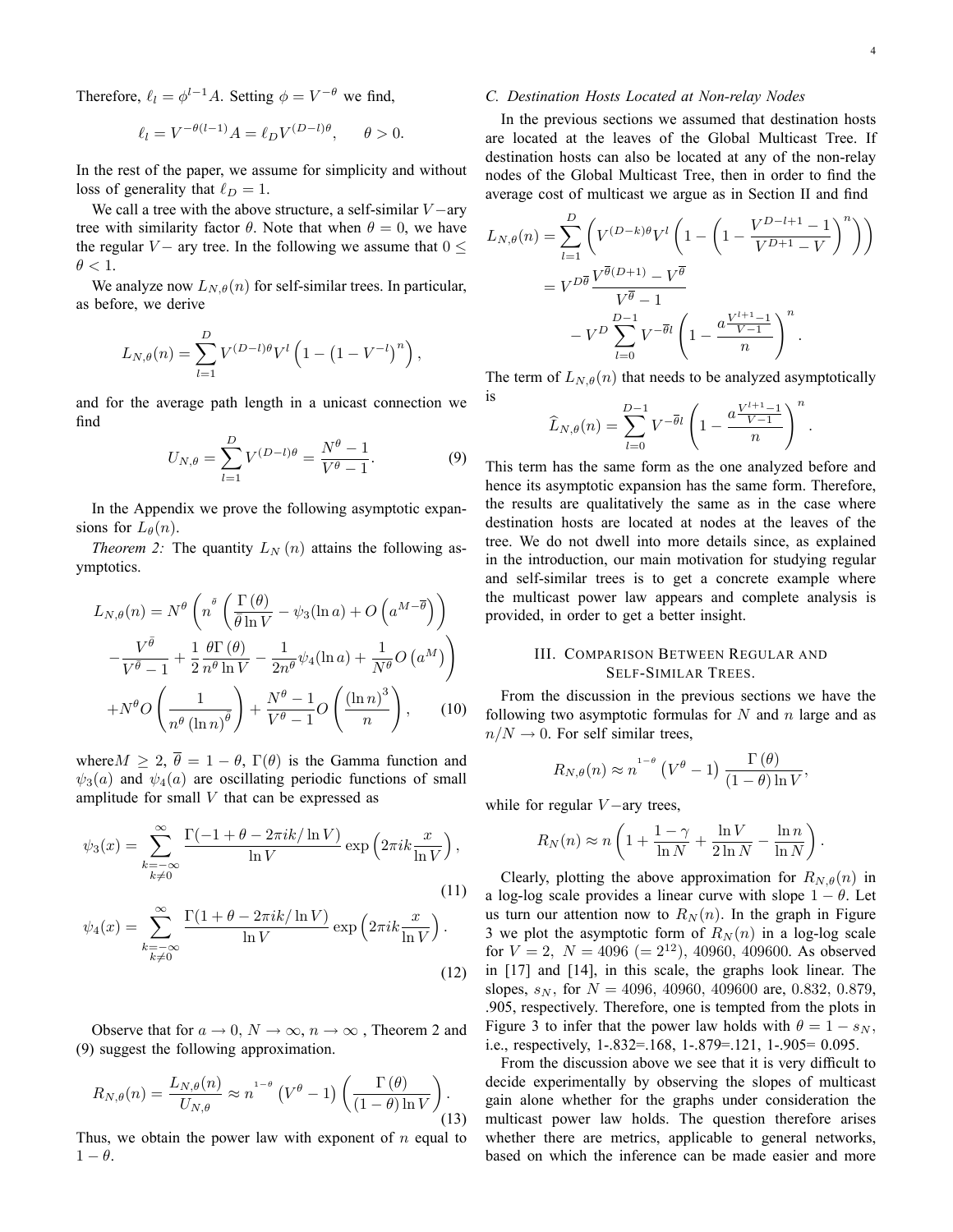Therefore, $\ell_l = \phi^{l-1}A$. Setting $\phi = V^{-\theta}$ we find,

$$\ell_l = V^{-\theta(l-1)}A = \ell_D V^{(D-l)\theta}, \qquad \theta > 0.$$

In the rest of the paper, we assume for simplicity and without loss of generality that $\ell_D = 1$.

We call a tree with the above structure, a self-similar $V-$ary tree with similarity factor $\theta$. Note that when $\theta = 0$, we have the regular $V-$ ary tree. In the following we assume that $0 \leq \theta < 1$.

We analyze now $L_{N,\theta}(n)$ for self-similar trees. In particular, as before, we derive

$$L_{N,\theta}(n) = \sum_{l=1}^{D} V^{(D-l)\theta} V^l \left(1 - \left(1 - V^{-l}\right)^n\right),$$

and for the average path length in a unicast connection we find

$$U_{N,\theta} = \sum_{l=1}^{D} V^{(D-l)\theta} = \frac{N^\theta - 1}{V^\theta - 1}. \tag{9}$$

In the Appendix we prove the following asymptotic expansions for $L_\theta(n)$.

*Theorem 2:* The quantity $L_N(n)$ attains the following asymptotics.

$$\begin{aligned} L_{N,\theta}(n) = N^\theta &\left( n^{\bar\theta} \left( \frac{\Gamma(\theta)}{\bar\theta \ln V} - \psi_3(\ln a) + O\left(a^{M-\overline{\theta}}\right)\right) \right. \\ &\left. - \frac{V^{\bar\theta}}{V^{\bar\theta} - 1} + \frac{1}{2}\frac{\theta\Gamma(\theta)}{n^\theta \ln V} - \frac{1}{2n^\theta}\psi_4(\ln a) + \frac{1}{N^\theta} O\left(a^M\right)\right) \\ &+ N^\theta O\left(\frac{1}{n^\theta (\ln n)^{\bar\theta}}\right) + \frac{N^\theta - 1}{V^\theta - 1} O\left(\frac{(\ln n)^3}{n}\right), \end{aligned} \tag{10}$$

where $M \geq 2$, $\overline{\theta} = 1 - \theta$, $\Gamma(\theta)$ is the Gamma function and $\psi_3(a)$ and $\psi_4(a)$ are oscillating periodic functions of small amplitude for small $V$ that can be expressed as

$$\psi_3(x) = \sum_{\substack{k=-\infty \\ k \neq 0}}^{\infty} \frac{\Gamma(-1 + \theta - 2\pi i k/\ln V)}{\ln V} \exp\left(2\pi i k \frac{x}{\ln V}\right), \tag{11}$$

$$\psi_4(x) = \sum_{\substack{k=-\infty \\ k \neq 0}}^{\infty} \frac{\Gamma(1 + \theta - 2\pi i k/\ln V)}{\ln V} \exp\left(2\pi i k \frac{x}{\ln V}\right). \tag{12}$$

Observe that for $a \to 0$, $N \to \infty$, $n \to \infty$ , Theorem 2 and (9) suggest the following approximation.

$$R_{N,\theta}(n) = \frac{L_{N,\theta}(n)}{U_{N,\theta}} \approx n^{1-\theta}\left(V^\theta - 1\right)\left(\frac{\Gamma(\theta)}{(1-\theta)\ln V}\right). \tag{13}$$

Thus, we obtain the power law with exponent of $n$ equal to $1 - \theta$.

### C. Destination Hosts Located at Non-relay Nodes

In the previous sections we assumed that destination hosts are located at the leaves of the Global Multicast Tree. If destination hosts can also be located at any of the non-relay nodes of the Global Multicast Tree, then in order to find the average cost of multicast we argue as in Section II and find

$$\begin{aligned} L_{N,\theta}(n) &= \sum_{l=1}^{D} \left( V^{(D-k)\theta} V^l \left( 1 - \left( 1 - \frac{V^{D-l+1} - 1}{V^{D+1} - V}\right)^n\right)\right) \\ &= V^{D\overline{\theta}} \frac{V^{\overline{\theta}(D+1)} - V^{\overline{\theta}}}{V^{\overline{\theta}} - 1} \\ &\quad - V^D \sum_{l=0}^{D-1} V^{-\overline{\theta} l} \left(1 - \frac{a\frac{V^{l+1}-1}{V-1}}{n}\right)^n. \end{aligned}$$

The term of $L_{N,\theta}(n)$ that needs to be analyzed asymptotically is

$$\widehat{L}_{N,\theta}(n) = \sum_{l=0}^{D-1} V^{-\overline{\theta} l} \left(1 - \frac{a\frac{V^{l+1}-1}{V-1}}{n}\right)^n.$$

This term has the same form as the one analyzed before and hence its asymptotic expansion has the same form. Therefore, the results are qualitatively the same as in the case where destination hosts are located at nodes at the leaves of the tree. We do not dwell into more details since, as explained in the introduction, our main motivation for studying regular and self-similar trees is to get a concrete example where the multicast power law appears and complete analysis is provided, in order to get a better insight.

## III. Comparison Between Regular and Self-Similar Trees.

From the discussion in the previous sections we have the following two asymptotic formulas for $N$ and $n$ large and as $n/N \to 0$. For self similar trees,

$$R_{N,\theta}(n) \approx n^{1-\theta}\left(V^\theta - 1\right)\frac{\Gamma(\theta)}{(1-\theta)\ln V},$$

while for regular $V-$ary trees,

$$R_N(n) \approx n\left(1 + \frac{1-\gamma}{\ln N} + \frac{\ln V}{2\ln N} - \frac{\ln n}{\ln N}\right).$$

Clearly, plotting the above approximation for $R_{N,\theta}(n)$ in a log-log scale provides a linear curve with slope $1 - \theta$. Let us turn our attention now to $R_N(n)$. In the graph in Figure 3 we plot the asymptotic form of $R_N(n)$ in a log-log scale for $V = 2$, $N = 4096$ $(= 2^{12})$, 40960, 409600. As observed in [17] and [14], in this scale, the graphs look linear. The slopes, $s_N$, for $N = 4096$, 40960, 409600 are, 0.832, 0.879, .905, respectively. Therefore, one is tempted from the plots in Figure 3 to infer that the power law holds with $\theta = 1 - s_N$, i.e., respectively, 1-.832=.168, 1-.879=.121, 1-.905= 0.095.

From the discussion above we see that it is very difficult to decide experimentally by observing the slopes of multicast gain alone whether for the graphs under consideration the multicast power law holds. The question therefore arises whether there are metrics, applicable to general networks, based on which the inference can be made easier and more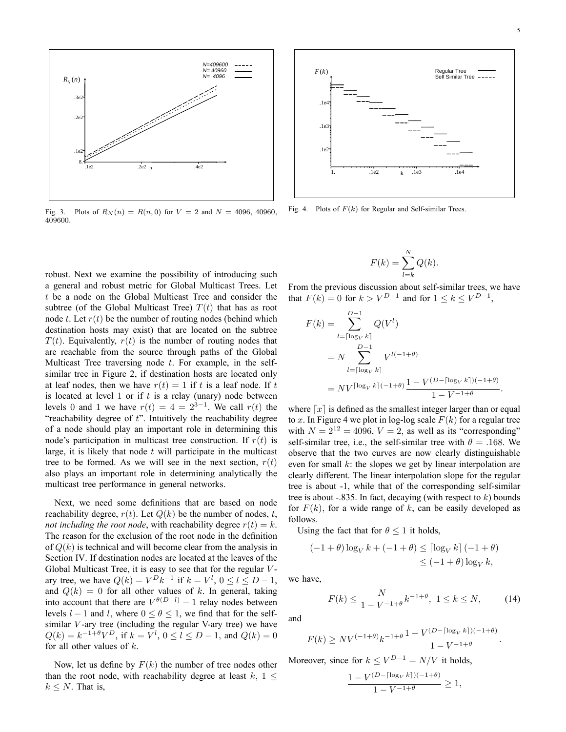Fig. 3. Plots of $R_N(n) = R(n, 0)$ for $V = 2$ and $N = 4096$, 40960, 409600.

Fig. 4. Plots of $F(k)$ for Regular and Self-similar Trees.

robust. Next we examine the possibility of introducing such a general and robust metric for Global Multicast Trees. Let $t$ be a node on the Global Multicast Tree and consider the subtree (of the Global Multicast Tree) $T(t)$ that has as root node $t$. Let $r(t)$ be the number of routing nodes (behind which destination hosts may exist) that are located on the subtree $T(t)$. Equivalently, $r(t)$ is the number of routing nodes that are reachable from the source through paths of the Global Multicast Tree traversing node $t$. For example, in the self-similar tree in Figure 2, if destination hosts are located only at leaf nodes, then we have $r(t) = 1$ if $t$ is a leaf node. If $t$ is located at level 1 or if $t$ is a relay (unary) node between levels 0 and 1 we have $r(t) = 4 = 2^{3-1}$. We call $r(t)$ the "reachability degree of $t$". Intuitively the reachability degree of a node should play an important role in determining this node's participation in multicast tree construction. If $r(t)$ is large, it is likely that node $t$ will participate in the multicast tree to be formed. As we will see in the next section, $r(t)$ also plays an important role in determining analytically the multicast tree performance in general networks.

Next, we need some definitions that are based on node reachability degree, $r(t)$. Let $Q(k)$ be the number of nodes, $t$, *not including the root node*, with reachability degree $r(t) = k$. The reason for the exclusion of the root node in the definition of $Q(k)$ is technical and will become clear from the analysis in Section IV. If destination nodes are located at the leaves of the Global Multicast Tree, it is easy to see that for the regular $V$-ary tree, we have $Q(k) = V^D k^{-1}$ if $k = V^l$, $0 \le l \le D-1$, and $Q(k) = 0$ for all other values of $k$. In general, taking into account that there are $V^{\theta(D-l)} - 1$ relay nodes between levels $l-1$ and $l$, where $0 \le \theta \le 1$, we find that for the self-similar $V$-ary tree (including the regular V-ary tree) we have $Q(k) = k^{-1+\theta} V^D$, if $k = V^l$, $0 \le l \le D-1$, and $Q(k) = 0$ for all other values of $k$.

Now, let us define by $F(k)$ the number of tree nodes other than the root node, with reachability degree at least $k$, $1 \le k \le N$. That is,

$$F(k) = \sum_{l=k}^{N} Q(k).$$

From the previous discussion about self-similar trees, we have that $F(k) = 0$ for $k > V^{D-1}$ and for $1 \le k \le V^{D-1}$,

$$\begin{aligned} F(k) &= \sum_{l=\lceil \log_V k \rceil}^{D-1} Q(V^l) \\ &= N \sum_{l=\lceil \log_V k \rceil}^{D-1} V^{l(-1+\theta)} \\ &= N V^{\lceil \log_V k \rceil (-1+\theta)} \frac{1 - V^{(D - \lceil \log_V k \rceil)(-1+\theta)}}{1 - V^{-1+\theta}}. \end{aligned}$$

where $\lceil x \rceil$ is defined as the smallest integer larger than or equal to $x$. In Figure 4 we plot in log-log scale $F(k)$ for a regular tree with $N = 2^{12} = 4096$, $V = 2$, as well as its "corresponding" self-similar tree, i.e., the self-similar tree with $\theta = .168$. We observe that the two curves are now clearly distinguishable even for small $k$: the slopes we get by linear interpolation are clearly different. The linear interpolation slope for the regular tree is about -1, while that of the corresponding self-similar tree is about -.835. In fact, decaying (with respect to $k$) bounds for $F(k)$, for a wide range of $k$, can be easily developed as follows.

Using the fact that for $\theta \le 1$ it holds,

$$\begin{aligned} (-1+\theta)\log_V k + (-1+\theta) &\le \lceil \log_V k \rceil (-1+\theta) \\ &\le (-1+\theta)\log_V k, \end{aligned}$$

we have,

$$F(k) \le \frac{N}{1 - V^{-1+\theta}} k^{-1+\theta}, \; 1 \le k \le N, \qquad (14)$$

and

$$F(k) \ge N V^{(-1+\theta)} k^{-1+\theta} \frac{1 - V^{(D - \lceil \log_V k \rceil)(-1+\theta)}}{1 - V^{-1+\theta}}.$$

Moreover, since for $k \le V^{D-1} = N/V$ it holds,

$$\frac{1 - V^{(D - \lceil \log_V k \rceil)(-1+\theta)}}{1 - V^{-1+\theta}} \ge 1,$$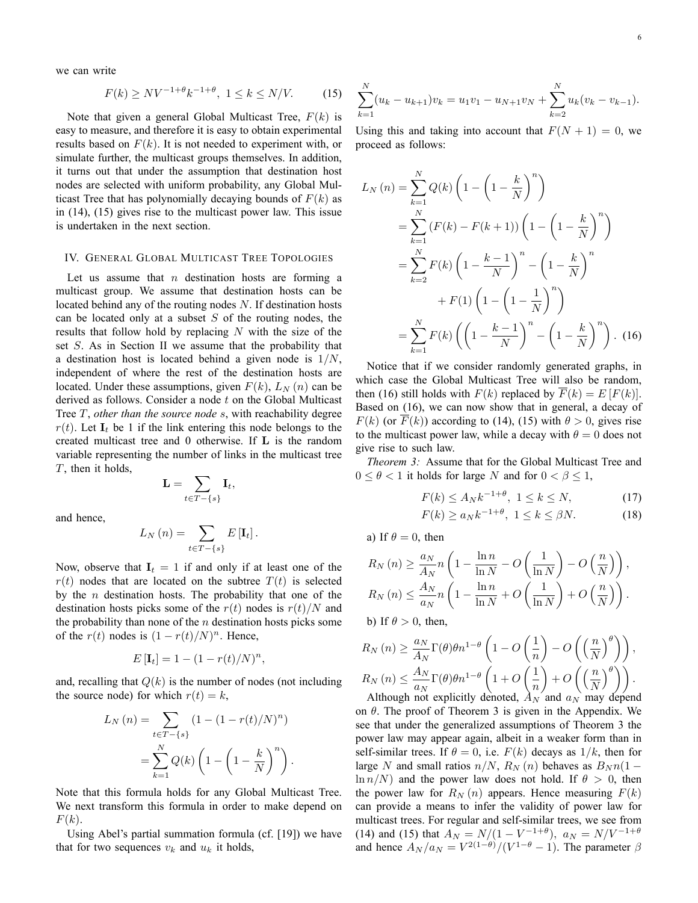we can write

$$F(k) \geq NV^{-1+\theta}k^{-1+\theta},\ 1 \leq k \leq N/V. \tag{15}$$

Note that given a general Global Multicast Tree, $F(k)$ is easy to measure, and therefore it is easy to obtain experimental results based on $F(k)$. It is not needed to experiment with, or simulate further, the multicast groups themselves. In addition, it turns out that under the assumption that destination host nodes are selected with uniform probability, any Global Multicast Tree that has polynomially decaying bounds of $F(k)$ as in (14), (15) gives rise to the multicast power law. This issue is undertaken in the next section.

## IV. General Global Multicast Tree Topologies

Let us assume that $n$ destination hosts are forming a multicast group. We assume that destination hosts can be located behind any of the routing nodes $N$. If destination hosts can be located only at a subset $S$ of the routing nodes, the results that follow hold by replacing $N$ with the size of the set $S$. As in Section II we assume that the probability that a destination host is located behind a given node is $1/N$, independent of where the rest of the destination hosts are located. Under these assumptions, given $F(k)$, $L_N(n)$ can be derived as follows. Consider a node $t$ on the Global Multicast Tree $T$, *other than the source node* $s$, with reachability degree $r(t)$. Let $\mathbf{I}_t$ be 1 if the link entering this node belongs to the created multicast tree and 0 otherwise. If $\mathbf{L}$ is the random variable representing the number of links in the multicast tree $T$, then it holds,

$$\mathbf{L} = \sum_{t \in T - \{s\}} \mathbf{I}_t,$$

and hence,

$$L_N(n) = \sum_{t \in T-\{s\}} E[\mathbf{I}_t].$$

Now, observe that $\mathbf{I}_t = 1$ if and only if at least one of the $r(t)$ nodes that are located on the subtree $T(t)$ is selected by the $n$ destination hosts. The probability that one of the destination hosts picks some of the $r(t)$ nodes is $r(t)/N$ and the probability than none of the $n$ destination hosts picks some of the $r(t)$ nodes is $(1 - r(t)/N)^n$. Hence,

$$E[\mathbf{I}_t] = 1 - (1 - r(t)/N)^n,$$

and, recalling that $Q(k)$ is the number of nodes (not including the source node) for which $r(t) = k$,

$$\begin{aligned} L_N(n) &= \sum_{t \in T - \{s\}} (1 - (1 - r(t)/N)^n) \\ &= \sum_{k=1}^{N} Q(k)\left(1 - \left(1 - \frac{k}{N}\right)^n\right). \end{aligned}$$

Note that this formula holds for any Global Multicast Tree. We next transform this formula in order to make depend on $F(k)$.

Using Abel's partial summation formula (cf. [19]) we have that for two sequences $v_k$ and $u_k$ it holds,

$$\sum_{k=1}^{N}(u_k - u_{k+1})v_k = u_1 v_1 - u_{N+1}v_N + \sum_{k=2}^{N} u_k(v_k - v_{k-1}).$$

Using this and taking into account that $F(N+1) = 0$, we proceed as follows:

$$\begin{aligned} L_N(n) &= \sum_{k=1}^{N} Q(k)\left(1 - \left(1 - \frac{k}{N}\right)^n\right) \\ &= \sum_{k=1}^{N} (F(k) - F(k+1))\left(1 - \left(1 - \frac{k}{N}\right)^n\right) \\ &= \sum_{k=2}^{N} F(k)\left(1 - \frac{k-1}{N}\right)^n - \left(1 - \frac{k}{N}\right)^n \\ &\qquad + F(1)\left(1 - \left(1 - \frac{1}{N}\right)^n\right) \\ &= \sum_{k=1}^{N} F(k)\left(\left(1 - \frac{k-1}{N}\right)^n - \left(1 - \frac{k}{N}\right)^n\right). \end{aligned} \tag{16}$$

Notice that if we consider randomly generated graphs, in which case the Global Multicast Tree will also be random, then (16) still holds with $F(k)$ replaced by $\overline{F}(k) = E[F(k)]$. Based on (16), we can now show that in general, a decay of $F(k)$ (or $\overline{F}(k)$) according to (14), (15) with $\theta > 0$, gives rise to the multicast power law, while a decay with $\theta = 0$ does not give rise to such law.

*Theorem 3:* Assume that for the Global Multicast Tree and $0 \leq \theta < 1$ it holds for large $N$ and for $0 < \beta \leq 1$,

$$F(k) \leq A_N k^{-1+\theta},\ 1 \leq k \leq N, \tag{17}$$

$$F(k) \geq a_N k^{-1+\theta},\ 1 \leq k \leq \beta N. \tag{18}$$

a) If $\theta = 0$, then

$$R_N(n) \geq \frac{a_N}{A_N} n\left(1 - \frac{\ln n}{\ln N} - O\left(\frac{1}{\ln N}\right) - O\left(\frac{n}{N}\right)\right),$$

$$R_N(n) \leq \frac{A_N}{a_N} n\left(1 - \frac{\ln n}{\ln N} + O\left(\frac{1}{\ln N}\right) + O\left(\frac{n}{N}\right)\right).$$

b) If $\theta > 0$, then,

$$R_N(n) \geq \frac{a_N}{A_N}\Gamma(\theta)\theta n^{1-\theta}\left(1 - O\left(\frac{1}{n}\right) - O\left(\left(\frac{n}{N}\right)^{\theta}\right)\right),$$

$$R_N(n) \leq \frac{A_N}{a_N}\Gamma(\theta)\theta n^{1-\theta}\left(1 + O\left(\frac{1}{n}\right) + O\left(\left(\frac{n}{N}\right)^{\theta}\right)\right).$$

Although not explicitly denoted, $A_N$ and $a_N$ may depend on $\theta$. The proof of Theorem 3 is given in the Appendix. We see that under the generalized assumptions of Theorem 3 the power law may appear again, albeit in a weaker form than in self-similar trees. If $\theta = 0$, i.e. $F(k)$ decays as $1/k$, then for large $N$ and small ratios $n/N$, $R_N(n)$ behaves as $B_N n(1 - \ln n/N)$ and the power law does not hold. If $\theta > 0$, then the power law for $R_N(n)$ appears. Hence measuring $F(k)$ can provide a means to infer the validity of power law for multicast trees. For regular and self-similar trees, we see from (14) and (15) that $A_N = N/(1 - V^{-1+\theta})$, $a_N = N/V^{-1+\theta}$ and hence $A_N/a_N = V^{2(1-\theta)}/(V^{1-\theta} - 1)$. The parameter $\beta$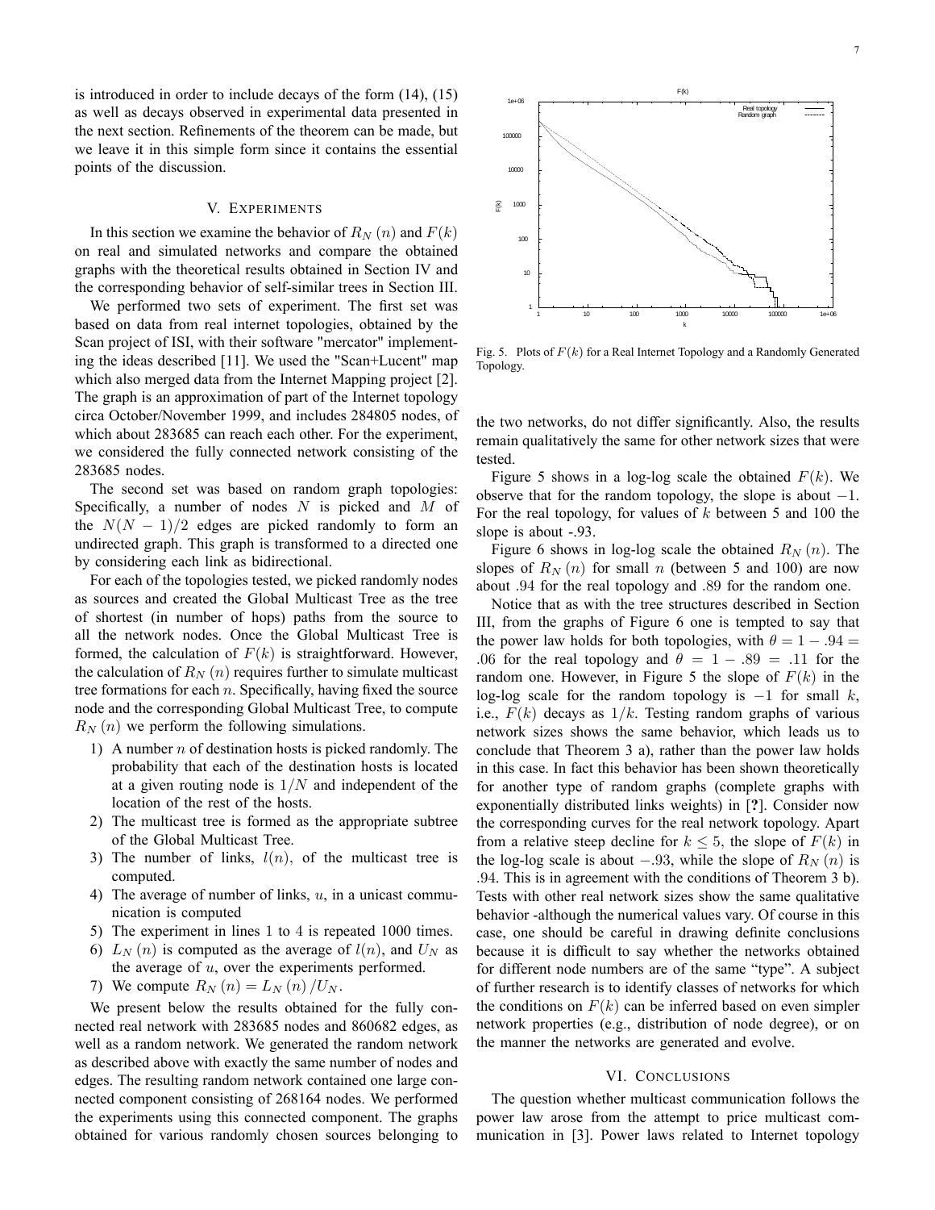is introduced in order to include decays of the form (14), (15) as well as decays observed in experimental data presented in the next section. Refinements of the theorem can be made, but we leave it in this simple form since it contains the essential points of the discussion.

## V. Experiments

In this section we examine the behavior of $R_N(n)$ and $F(k)$ on real and simulated networks and compare the obtained graphs with the theoretical results obtained in Section IV and the corresponding behavior of self-similar trees in Section III.

We performed two sets of experiment. The first set was based on data from real internet topologies, obtained by the Scan project of ISI, with their software "mercator" implementing the ideas described [11]. We used the "Scan+Lucent" map which also merged data from the Internet Mapping project [2]. The graph is an approximation of part of the Internet topology circa October/November 1999, and includes 284805 nodes, of which about 283685 can reach each other. For the experiment, we considered the fully connected network consisting of the 283685 nodes.

The second set was based on random graph topologies: Specifically, a number of nodes $N$ is picked and $M$ of the $N(N-1)/2$ edges are picked randomly to form an undirected graph. This graph is transformed to a directed one by considering each link as bidirectional.

For each of the topologies tested, we picked randomly nodes as sources and created the Global Multicast Tree as the tree of shortest (in number of hops) paths from the source to all the network nodes. Once the Global Multicast Tree is formed, the calculation of $F(k)$ is straightforward. However, the calculation of $R_N(n)$ requires further to simulate multicast tree formations for each $n$. Specifically, having fixed the source node and the corresponding Global Multicast Tree, to compute $R_N(n)$ we perform the following simulations.

1) A number $n$ of destination hosts is picked randomly. The probability that each of the destination hosts is located at a given routing node is $1/N$ and independent of the location of the rest of the hosts.
2) The multicast tree is formed as the appropriate subtree of the Global Multicast Tree.
3) The number of links, $l(n)$, of the multicast tree is computed.
4) The average of number of links, $u$, in a unicast communication is computed
5) The experiment in lines 1 to 4 is repeated 1000 times.
6) $L_N(n)$ is computed as the average of $l(n)$, and $U_N$ as the average of $u$, over the experiments performed.
7) We compute $R_N(n) = L_N(n)/U_N$.

We present below the results obtained for the fully connected real network with 283685 nodes and 860682 edges, as well as a random network. We generated the random network as described above with exactly the same number of nodes and edges. The resulting random network contained one large connected component consisting of 268164 nodes. We performed the experiments using this connected component. The graphs obtained for various randomly chosen sources belonging to the two networks, do not differ significantly. Also, the results remain qualitatively the same for other network sizes that were tested.

Fig. 5. Plots of $F(k)$ for a Real Internet Topology and a Randomly Generated Topology.

Figure 5 shows in a log-log scale the obtained $F(k)$. We observe that for the random topology, the slope is about $-1$. For the real topology, for values of $k$ between 5 and 100 the slope is about -.93.

Figure 6 shows in log-log scale the obtained $R_N(n)$. The slopes of $R_N(n)$ for small $n$ (between 5 and 100) are now about .94 for the real topology and .89 for the random one.

Notice that as with the tree structures described in Section III, from the graphs of Figure 6 one is tempted to say that the power law holds for both topologies, with $\theta = 1 - .94 = .06$ for the real topology and $\theta = 1 - .89 = .11$ for the random one. However, in Figure 5 the slope of $F(k)$ in the log-log scale for the random topology is $-1$ for small $k$, i.e., $F(k)$ decays as $1/k$. Testing random graphs of various network sizes shows the same behavior, which leads us to conclude that Theorem 3 a), rather than the power law holds in this case. In fact this behavior has been shown theoretically for another type of random graphs (complete graphs with exponentially distributed links weights) in [?]. Consider now the corresponding curves for the real network topology. Apart from a relative steep decline for $k \leq 5$, the slope of $F(k)$ in the log-log scale is about $-.93$, while the slope of $R_N(n)$ is .94. This is in agreement with the conditions of Theorem 3 b). Tests with other real network sizes show the same qualitative behavior -although the numerical values vary. Of course in this case, one should be careful in drawing definite conclusions because it is difficult to say whether the networks obtained for different node numbers are of the same "type". A subject of further research is to identify classes of networks for which the conditions on $F(k)$ can be inferred based on even simpler network properties (e.g., distribution of node degree), or on the manner the networks are generated and evolve.

## VI. Conclusions

The question whether multicast communication follows the power law arose from the attempt to price multicast communication in [3]. Power laws related to Internet topology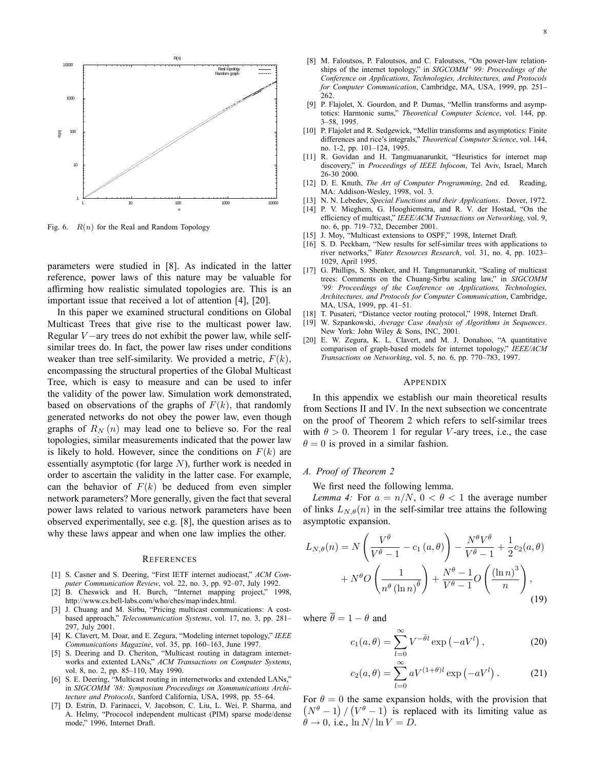Fig. 6. $R(n)$ for the Real and Random Topology

parameters were studied in [8]. As indicated in the latter reference, power laws of this nature may be valuable for affirming how realistic simulated topologies are. This is an important issue that received a lot of attention [4], [20].

In this paper we examined structural conditions on Global Multicast Trees that give rise to the multicast power law. Regular $V-$ary trees do not exhibit the power law, while self-similar trees do. In fact, the power law rises under conditions weaker than tree self-similarity. We provided a metric, $F(k)$, encompassing the structural properties of the Global Multicast Tree, which is easy to measure and can be used to infer the validity of the power law. Simulation work demonstrated, based on observations of the graphs of $F(k)$, that randomly generated networks do not obey the power law, even though graphs of $R_N(n)$ may lead one to believe so. For the real topologies, similar measurements indicated that the power law is likely to hold. However, since the conditions on $F(k)$ are essentially asymptotic (for large $N$), further work is needed in order to ascertain the validity in the latter case. For example, can the behavior of $F(k)$ be deduced from even simpler network parameters? More generally, given the fact that several power laws related to various network parameters have been observed experimentally, see e.g. [8], the question arises as to why these laws appear and when one law implies the other.

## References

[1] S. Casner and S. Deering, "First IETF internet audiocast," *ACM Computer Communication Review*, vol. 22, no. 3, pp. 92–07, July 1992.

[2] B. Cheswick and H. Burch, "Internet mapping project," 1998, http://www.cs.bell-labs.com/who/ches/map/index.html.

[3] J. Chuang and M. Sirbu, "Pricing multicast communications: A cost-based approach," *Telecommunication Systems*, vol. 17, no. 3, pp. 281–297, July 2001.

[4] K. Clavert, M. Doar, and E. Zegura, "Modeling internet topology," *IEEE Communications Magazine*, vol. 35, pp. 160–163, June 1997.

[5] S. Deering and D. Cheriton, "Multicast routing in datagram internetworks and extented LANs," *ACM Transactions on Computer Systems*, vol. 8, no. 2, pp. 85–110, May 1990.

[6] S. E. Deering, "Multicast routing in internetworks and extended LANs," in *SIGCOMM '88: Symposium Proceedings on Xommunications Architecture and Protocols*, Sanford California, USA, 1998, pp. 55–64.

[7] D. Estrin, D. Farinacci, V. Jacobson, C. Liu, L. Wei, P. Sharma, and A. Helmy, "Prococol independent multicast (PIM) sparse mode/dense mode," 1996, Internet Draft.

[8] M. Faloutsos, P. Faloutsos, and C. Faloutsos, "On power-law relationships of the internet topology," in *SIGCOMM' 99: Proceedings of the Conference on Applications, Technologies, Architectures, and Protocols for Computer Communication*, Cambridge, MA, USA, 1999, pp. 251–262.

[9] P. Flajolet, X. Gourdon, and P. Dumas, "Mellin transforms and asymptotics: Harmonic sums," *Theoretical Computer Science*, vol. 144, pp. 3–58, 1995.

[10] P. Flajolet and R. Sedgewick, "Mellin transforms and asymptotics: Finite differences and rice's integrals," *Theoretical Computer Science*, vol. 144, no. 1-2, pp. 101–124, 1995.

[11] R. Govidan and H. Tangmuanarunkit, "Heuristics for internet map discovery," in *Proceedings of IEEE Infocom*, Tel Aviv, Israel, March 26-30 2000.

[12] D. E. Knuth, *The Art of Computer Programming*, 2nd ed. Reading, MA: Addison-Wesley, 1998, vol. 3.

[13] N. N. Lebedev, *Special Functions and their Applications*. Dover, 1972.

[14] P. V. Mieghem, G. Hooghiemstra, and R. V. der Hostad, "On the efficiency of multicast," *IEEE/ACM Transactions on Networking*, vol. 9, no. 6, pp. 719–732, December 2001.

[15] J. Moy, "Multicast extensions to OSPF," 1998, Internet Draft.

[16] S. D. Peckham, "New results for self-similar trees with applications to river networks," *Water Resources Research*, vol. 31, no. 4, pp. 1023–1029, April 1995.

[17] G. Phillips, S. Shenker, and H. Tangmunarunkit, "Scaling of multicast trees: Comments on the Chuang-Sirbu scaling law," in *SIGCOMM '99: Proceedings of the Conference on Applications, Technologies, Architectures, and Protocols for Computer Communication*, Cambridge, MA, USA, 1999, pp. 41–51.

[18] T. Pusateri, "Distance vector routing protocol," 1998, Internet Draft.

[19] W. Szpankowski, *Average Case Analysis of Algorithms in Sequences*. New York: John Wiley & Sons, INC, 2001.

[20] E. W. Zegura, K. L. Clavert, and M. J. Donahoo, "A quantitative comparison of graph-based models for internet topology," *IEEE/ACM Transactions on Networking*, vol. 5, no. 6, pp. 770–783, 1997.

## Appendix

In this appendix we establish our main theoretical results from Sections II and IV. In the next subsection we concentrate on the proof of Theorem 2 which refers to self-similar trees with $\theta > 0$. Theorem 1 for regular $V$-ary trees, i.e., the case $\theta = 0$ is proved in a similar fashion.

### A. Proof of Theorem 2

We first need the following lemma.

*Lemma 4:* For $a = n/N$, $0 < \theta < 1$ the average number of links $L_{N,\theta}(n)$ in the self-similar tree attains the following asymptotic expansion.

$$L_{N,\theta}(n) = N\left(\frac{V^{\bar{\theta}}}{V^{\bar{\theta}}-1} - c_1(a,\theta)\right) - \frac{N^{\theta}V^{\bar{\theta}}}{V^{\bar{\theta}}-1} + \frac{1}{2}c_2(a,\theta) + N^{\theta}O\left(\frac{1}{n^{\theta}(\ln n)^{\bar{\theta}}}\right) + \frac{N^{\theta}-1}{V^{\theta}-1}O\left(\frac{(\ln n)^3}{n}\right), \tag{19}$$

where $\bar{\theta} = 1 - \theta$ and

$$c_1(a,\theta) = \sum_{l=0}^{\infty} V^{-\bar{\theta}l}\exp\left(-aV^l\right), \tag{20}$$

$$c_2(a,\theta) = \sum_{l=0}^{\infty} aV^{(1+\theta)l}\exp\left(-aV^l\right). \tag{21}$$

For $\theta = 0$ the same expansion holds, with the provision that $\left(N^{\theta}-1\right)/\left(V^{\theta}-1\right)$ is replaced with its limiting value as $\theta \to 0$, i.e., $\ln N/\ln V = D$.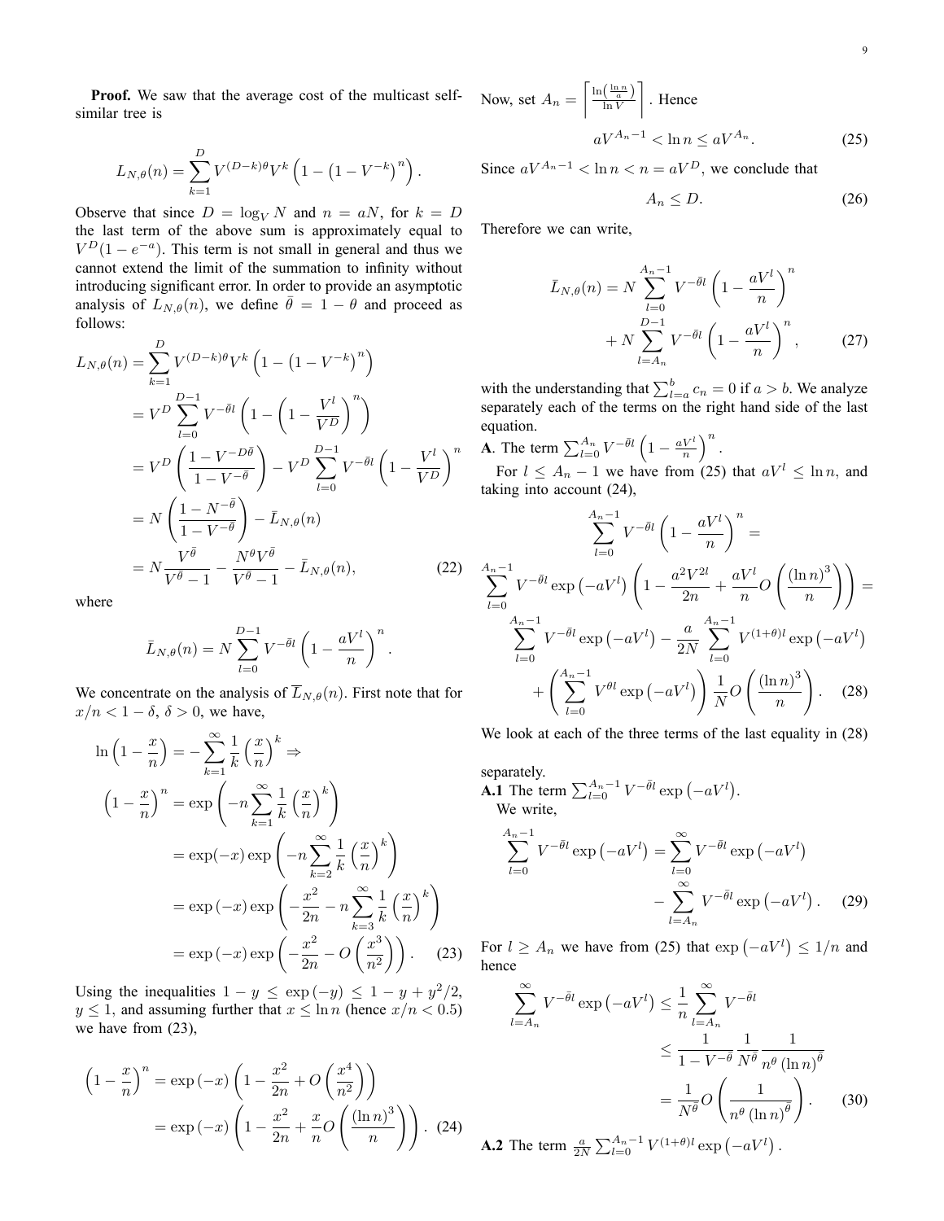**Proof.** We saw that the average cost of the multicast self-similar tree is

$$L_{N,\theta}(n) = \sum_{k=1}^{D} V^{(D-k)\theta} V^k \left(1 - \left(1 - V^{-k}\right)^n\right).$$

Observe that since $D = \log_V N$ and $n = aN$, for $k = D$ the last term of the above sum is approximately equal to $V^D(1 - e^{-a})$. This term is not small in general and thus we cannot extend the limit of the summation to infinity without introducing significant error. In order to provide an asymptotic analysis of $L_{N,\theta}(n)$, we define $\bar{\theta} = 1 - \theta$ and proceed as follows:

$$\begin{aligned}
L_{N,\theta}(n) &= \sum_{k=1}^{D} V^{(D-k)\theta} V^k \left(1 - \left(1 - V^{-k}\right)^n\right) \\
&= V^D \sum_{l=0}^{D-1} V^{-\bar{\theta} l} \left(1 - \left(1 - \frac{V^l}{V^D}\right)^n\right) \\
&= V^D \left(\frac{1 - V^{-D\bar{\theta}}}{1 - V^{-\bar{\theta}}}\right) - V^D \sum_{l=0}^{D-1} V^{-\bar{\theta} l} \left(1 - \frac{V^l}{V^D}\right)^n \\
&= N \left(\frac{1 - N^{-\bar{\theta}}}{1 - V^{-\bar{\theta}}}\right) - \bar{L}_{N,\theta}(n) \\
&= N \frac{V^{\bar{\theta}}}{V^{\bar{\theta}} - 1} - \frac{N^{\theta} V^{\bar{\theta}}}{V^{\bar{\theta}} - 1} - \bar{L}_{N,\theta}(n), \qquad (22)
\end{aligned}$$

where

$$\bar{L}_{N,\theta}(n) = N \sum_{l=0}^{D-1} V^{-\bar{\theta} l} \left(1 - \frac{aV^l}{n}\right)^n.$$

We concentrate on the analysis of $\overline{L}_{N,\theta}(n)$. First note that for $x/n < 1 - \delta$, $\delta > 0$, we have,

$$\begin{aligned}
\ln\left(1 - \frac{x}{n}\right) &= -\sum_{k=1}^{\infty} \frac{1}{k} \left(\frac{x}{n}\right)^k \Rightarrow \\
\left(1 - \frac{x}{n}\right)^n &= \exp\left(-n \sum_{k=1}^{\infty} \frac{1}{k} \left(\frac{x}{n}\right)^k\right) \\
&= \exp(-x) \exp\left(-n \sum_{k=2}^{\infty} \frac{1}{k} \left(\frac{x}{n}\right)^k\right) \\
&= \exp(-x) \exp\left(-\frac{x^2}{2n} - n \sum_{k=3}^{\infty} \frac{1}{k} \left(\frac{x}{n}\right)^k\right) \\
&= \exp(-x) \exp\left(-\frac{x^2}{2n} - O\left(\frac{x^3}{n^2}\right)\right). \qquad (23)
\end{aligned}$$

Using the inequalities $1 - y \le \exp(-y) \le 1 - y + y^2/2$, $y \le 1$, and assuming further that $x \le \ln n$ (hence $x/n < 0.5$) we have from (23),

$$\begin{aligned}
\left(1 - \frac{x}{n}\right)^n &= \exp(-x) \left(1 - \frac{x^2}{2n} + O\left(\frac{x^4}{n^2}\right)\right) \\
&= \exp(-x) \left(1 - \frac{x^2}{2n} + \frac{x}{n} O\left(\frac{(\ln n)^3}{n}\right)\right). \qquad (24)
\end{aligned}$$

Now, set $A_n = \left\lceil \frac{\ln\left(\frac{\ln n}{a}\right)}{\ln V} \right\rceil$. Hence

$$aV^{A_n - 1} < \ln n \le aV^{A_n}. \qquad (25)$$

Since $aV^{A_n - 1} < \ln n < n = aV^D$, we conclude that

$$A_n \le D. \qquad (26)$$

Therefore we can write,

$$\begin{aligned}
\bar{L}_{N,\theta}(n) = N &\sum_{l=0}^{A_n - 1} V^{-\bar{\theta} l} \left(1 - \frac{aV^l}{n}\right)^n \\
&+ N \sum_{l=A_n}^{D-1} V^{-\bar{\theta} l} \left(1 - \frac{aV^l}{n}\right)^n, \qquad (27)
\end{aligned}$$

with the understanding that $\sum_{l=a}^{b} c_n = 0$ if $a > b$. We analyze separately each of the terms on the right hand side of the last equation.

**A**. The term $\sum_{l=0}^{A_n} V^{-\bar{\theta} l} \left(1 - \frac{aV^l}{n}\right)^n$.

For $l \le A_n - 1$ we have from (25) that $aV^l \le \ln n$, and taking into account (24),

$$\begin{aligned}
&\sum_{l=0}^{A_n - 1} V^{-\bar{\theta} l} \left(1 - \frac{aV^l}{n}\right)^n = \\
&\sum_{l=0}^{A_n - 1} V^{-\bar{\theta} l} \exp\left(-aV^l\right) \left(1 - \frac{a^2 V^{2l}}{2n} + \frac{aV^l}{n} O\left(\frac{(\ln n)^3}{n}\right)\right) = \\
&\sum_{l=0}^{A_n - 1} V^{-\bar{\theta} l} \exp\left(-aV^l\right) - \frac{a}{2N} \sum_{l=0}^{A_n - 1} V^{(1+\theta) l} \exp\left(-aV^l\right) \\
&+ \left(\sum_{l=0}^{A_n - 1} V^{\theta l} \exp\left(-aV^l\right)\right) \frac{1}{N} O\left(\frac{(\ln n)^3}{n}\right). \qquad (28)
\end{aligned}$$

We look at each of the three terms of the last equality in (28) separately.

**A.1** The term $\sum_{l=0}^{A_n - 1} V^{-\bar{\theta} l} \exp\left(-aV^l\right)$.

We write,

$$\begin{aligned}
\sum_{l=0}^{A_n - 1} V^{-\bar{\theta} l} \exp\left(-aV^l\right) &= \sum_{l=0}^{\infty} V^{-\bar{\theta} l} \exp\left(-aV^l\right) \\
&- \sum_{l=A_n}^{\infty} V^{-\bar{\theta} l} \exp\left(-aV^l\right). \qquad (29)
\end{aligned}$$

For $l \ge A_n$ we have from (25) that $\exp\left(-aV^l\right) \le 1/n$ and hence

$$\begin{aligned}
\sum_{l=A_n}^{\infty} V^{-\bar{\theta} l} \exp\left(-aV^l\right) &\le \frac{1}{n} \sum_{l=A_n}^{\infty} V^{-\bar{\theta} l} \\
&\le \frac{1}{1 - V^{-\bar{\theta}}} \frac{1}{N^{\theta}} \frac{1}{n^{\bar{\theta}} (\ln n)^{\bar{\theta}}} \\
&= \frac{1}{N^{\theta}} O\left(\frac{1}{n^{\theta} (\ln n)^{\bar{\theta}}}\right). \qquad (30)
\end{aligned}$$

**A.2** The term $\frac{a}{2N} \sum_{l=0}^{A_n - 1} V^{(1+\theta) l} \exp\left(-aV^l\right)$.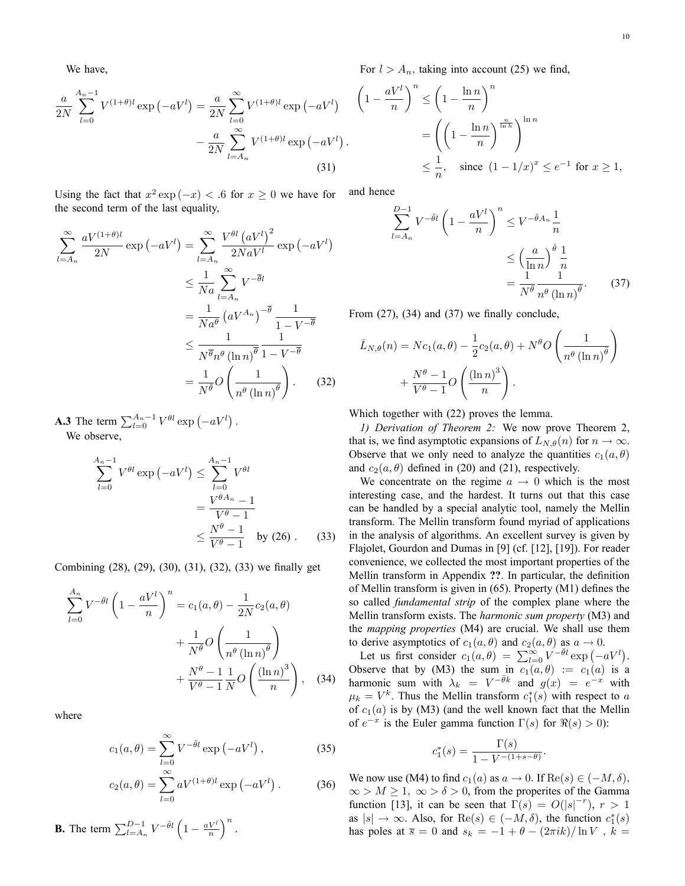We have,

$$
\frac{a}{2N}\sum_{l=0}^{A_n-1} V^{(1+\theta)l}\exp\left(-aV^l\right) = \frac{a}{2N}\sum_{l=0}^{\infty} V^{(1+\theta)l}\exp\left(-aV^l\right) - \frac{a}{2N}\sum_{l=A_n}^{\infty} V^{(1+\theta)l}\exp\left(-aV^l\right). \tag{31}
$$

Using the fact that $x^2\exp(-x) < .6$ for $x \geq 0$ we have for the second term of the last equality,

$$
\begin{aligned}
\sum_{l=A_n}^{\infty} \frac{aV^{(1+\theta)l}}{2N}\exp\left(-aV^l\right) &= \sum_{l=A_n}^{\infty} \frac{V^{\theta l}\left(aV^l\right)^2}{2NaV^l}\exp\left(-aV^l\right) \\
&\leq \frac{1}{Na}\sum_{l=A_n}^{\infty} V^{-\bar{\theta}l} \\
&= \frac{1}{Na^{\theta}}\left(aV^{A_n}\right)^{-\bar{\theta}}\frac{1}{1-V^{-\bar{\theta}}} \\
&\leq \frac{1}{N^{\bar{\theta}}n^{\theta}(\ln n)^{\bar{\theta}}}\frac{1}{1-V^{-\bar{\theta}}} \\
&= \frac{1}{N^{\theta}}O\left(\frac{1}{n^{\theta}(\ln n)^{\bar{\theta}}}\right).
\end{aligned} \tag{32}
$$

**A.3** The term $\sum_{l=0}^{A_n-1} V^{\theta l}\exp\left(-aV^l\right)$.

We observe,

$$
\begin{aligned}
\sum_{l=0}^{A_n-1} V^{\theta l}\exp\left(-aV^l\right) &\leq \sum_{l=0}^{A_n-1} V^{\theta l} \\
&= \frac{V^{\theta A_n}-1}{V^{\theta}-1} \\
&\leq \frac{N^{\theta}-1}{V^{\theta}-1} \quad \text{by (26)}.
\end{aligned} \tag{33}
$$

Combining (28), (29), (30), (31), (32), (33) we finally get

$$
\begin{aligned}
\sum_{l=0}^{A_n} V^{-\bar{\theta}l}\left(1-\frac{aV^l}{n}\right)^n &= c_1(a,\theta) - \frac{1}{2N}c_2(a,\theta) \\
&+ \frac{1}{N^{\theta}}O\left(\frac{1}{n^{\theta}(\ln n)^{\bar{\theta}}}\right) \\
&+ \frac{N^{\theta}-1}{V^{\theta}-1}\frac{1}{N}O\left(\frac{(\ln n)^3}{n}\right),
\end{aligned} \tag{34}
$$

where

$$
c_1(a,\theta) = \sum_{l=0}^{\infty} V^{-\bar{\theta}l}\exp\left(-aV^l\right), \tag{35}
$$

$$
c_2(a,\theta) = \sum_{l=0}^{\infty} aV^{(1+\theta)l}\exp\left(-aV^l\right). \tag{36}
$$

**B.** The term $\sum_{l=A_n}^{D-1} V^{-\bar{\theta}l}\left(1-\frac{aV^l}{n}\right)^n$.

For $l > A_n$, taking into account (25) we find,

$$
\begin{aligned}
\left(1-\frac{aV^l}{n}\right)^n &\leq \left(1-\frac{\ln n}{n}\right)^n \\
&= \left(\left(1-\frac{\ln n}{n}\right)^{\frac{n}{\ln n}}\right)^{\ln n} \\
&\leq \frac{1}{n}, \quad \text{since } (1-1/x)^x \leq e^{-1} \text{ for } x \geq 1,
\end{aligned}
$$

and hence

$$
\begin{aligned}
\sum_{l=A_n}^{D-1} V^{-\bar{\theta}l}\left(1-\frac{aV^l}{n}\right)^n &\leq V^{-\bar{\theta}A_n}\frac{1}{n} \\
&\leq \left(\frac{a}{\ln n}\right)^{\bar{\theta}}\frac{1}{n} \\
&= \frac{1}{N^{\theta}}\frac{1}{n^{\theta}(\ln n)^{\bar{\theta}}}.
\end{aligned} \tag{37}
$$

From (27), (34) and (37) we finally conclude,

$$
\bar{L}_{N,\theta}(n) = Nc_1(a,\theta) - \frac{1}{2}c_2(a,\theta) + N^{\theta}O\left(\frac{1}{n^{\theta}(\ln n)^{\bar{\theta}}}\right) + \frac{N^{\theta}-1}{V^{\theta}-1}O\left(\frac{(\ln n)^3}{n}\right).
$$

Which together with (22) proves the lemma.

*1) Derivation of Theorem 2:* We now prove Theorem 2, that is, we find asymptotic expansions of $L_{N,\theta}(n)$ for $n \to \infty$. Observe that we only need to analyze the quantities $c_1(a,\theta)$ and $c_2(a,\theta)$ defined in (20) and (21), respectively.

We concentrate on the regime $a \to 0$ which is the most interesting case, and the hardest. It turns out that this case can be handled by a special analytic tool, namely the Mellin transform. The Mellin transform found myriad of applications in the analysis of algorithms. An excellent survey is given by Flajolet, Gourdon and Dumas in [9] (cf. [12], [19]). For reader convenience, we collected the most important properties of the Mellin transform in Appendix **??**. In particular, the definition of Mellin transform is given in (65). Property (M1) defines the so called *fundamental strip* of the complex plane where the Mellin transform exists. The *harmonic sum property* (M3) and the *mapping properties* (M4) are crucial. We shall use them to derive asymptotics of $c_1(a,\theta)$ and $c_2(a,\theta)$ as $a \to 0$.

Let us first consider $c_1(a,\theta) = \sum_{l=0}^{\infty} V^{-\bar{\theta}l}\exp\left(-aV^l\right)$. Observe that by (M3) the sum in $c_1(a,\theta) := c_1(a)$ is a harmonic sum with $\lambda_k = V^{-\bar{\theta}k}$ and $g(x) = e^{-x}$ with $\mu_k = V^k$. Thus the Mellin transform $c_1^*(s)$ with respect to $a$ of $c_1(a)$ is by (M3) (and the well known fact that the Mellin of $e^{-x}$ is the Euler gamma function $\Gamma(s)$ for $\Re(s) > 0$):

$$
c_1^*(s) = \frac{\Gamma(s)}{1-V^{-(1+s-\theta)}}.
$$

We now use (M4) to find $c_1(a)$ as $a \to 0$. If $\text{Re}(s) \in (-M,\delta)$, $\infty > M \geq 1$, $\infty > \delta > 0$, from the properites of the Gamma function [13], it can be seen that $\Gamma(s) = O(|s|^{-r})$, $r > 1$ as $|s| \to \infty$. Also, for $\text{Re}(s) \in (-M,\delta)$, the function $c_1^*(s)$ has poles at $\bar{s} = 0$ and $s_k = -1+\theta-(2\pi ik)/\ln V$ , $k =$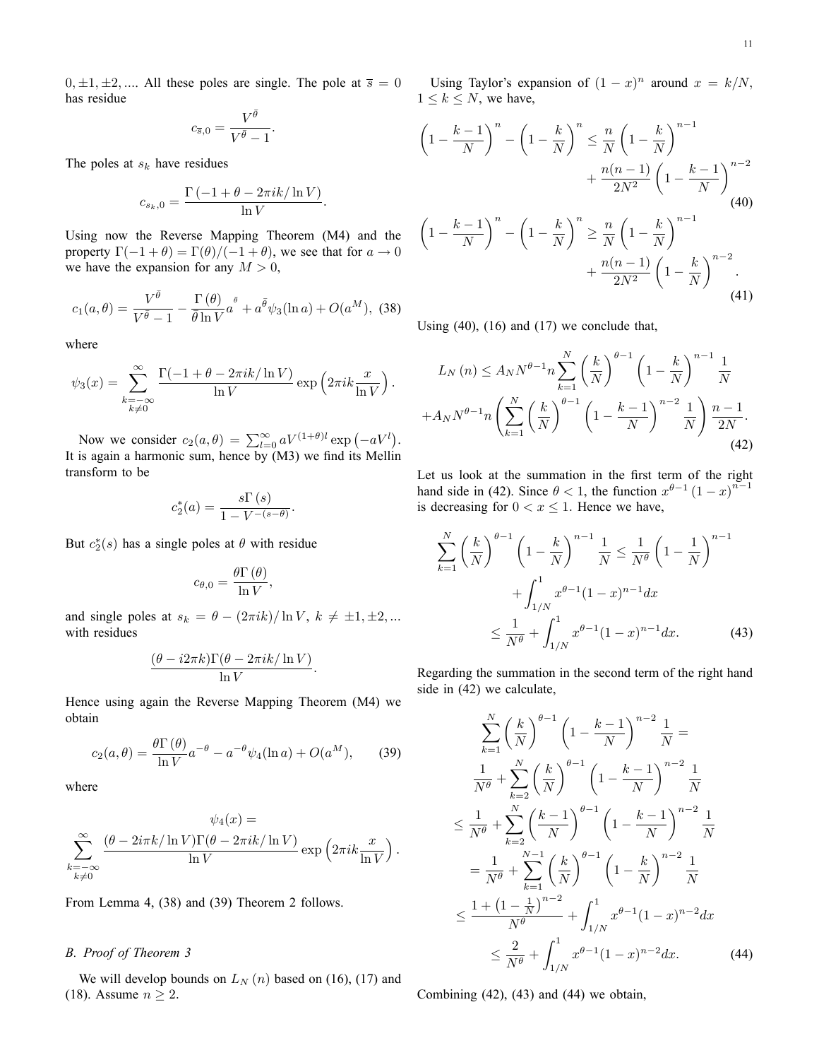$0, \pm 1, \pm 2, ....$ All these poles are single. The pole at $\overline{s} = 0$ has residue

$$c_{\overline{s},0} = \frac{V^{\bar{\theta}}}{V^{\bar{\theta}} - 1}.$$

The poles at $s_k$ have residues

$$c_{s_k,0} = \frac{\Gamma\left(-1 + \theta - 2\pi ik/\ln V\right)}{\ln V}.$$

Using now the Reverse Mapping Theorem (M4) and the property $\Gamma(-1+\theta) = \Gamma(\theta)/(-1+\theta)$, we see that for $a \to 0$ we have the expansion for any $M > 0$,

$$c_1(a, \theta) = \frac{V^{\bar{\theta}}}{V^{\bar{\theta}} - 1} - \frac{\Gamma\left(\theta\right)}{\bar{\theta}\ln V} a^{\bar{\theta}} + a^{\bar{\theta}} \psi_3(\ln a) + O(a^M), \quad (38)$$

where

$$\psi_3(x) = \sum_{\substack{k=-\infty \\ k \neq 0}}^{\infty} \frac{\Gamma(-1 + \theta - 2\pi ik/\ln V)}{\ln V} \exp\left(2\pi ik \frac{x}{\ln V}\right).$$

Now we consider $c_2(a, \theta) = \sum_{l=0}^{\infty} aV^{(1+\theta)l} \exp\left(-aV^l\right)$. It is again a harmonic sum, hence by (M3) we find its Mellin transform to be

$$c_2^*(a) = \frac{s\Gamma\left(s\right)}{1 - V^{-(s-\theta)}}.$$

But $c_2^*(s)$ has a single poles at $\theta$ with residue

$$c_{\theta,0} = \frac{\theta\Gamma\left(\theta\right)}{\ln V},$$

and single poles at $s_k = \theta - (2\pi ik)/\ln V$, $k \neq \pm 1, \pm 2, ...$ with residues

$$\frac{(\theta - i2\pi k)\Gamma(\theta - 2\pi ik/\ln V)}{\ln V}.$$

Hence using again the Reverse Mapping Theorem (M4) we obtain

$$c_2(a, \theta) = \frac{\theta\Gamma\left(\theta\right)}{\ln V} a^{-\theta} - a^{-\theta}\psi_4(\ln a) + O(a^M), \quad (39)$$

where

$$\psi_4(x) = \sum_{\substack{k=-\infty \\ k \neq 0}}^{\infty} \frac{(\theta - 2i\pi k/\ln V)\Gamma(\theta - 2\pi ik/\ln V)}{\ln V} \exp\left(2\pi ik \frac{x}{\ln V}\right).$$

From Lemma 4, (38) and (39) Theorem 2 follows.

### B. Proof of Theorem 3

We will develop bounds on $L_N\left(n\right)$ based on (16), (17) and (18). Assume $n \geq 2$.

Using Taylor's expansion of $(1-x)^n$ around $x = k/N$, $1 \leq k \leq N$, we have,

$$\left(1 - \frac{k-1}{N}\right)^n - \left(1 - \frac{k}{N}\right)^n \leq \frac{n}{N}\left(1 - \frac{k}{N}\right)^{n-1} + \frac{n(n-1)}{2N^2}\left(1 - \frac{k-1}{N}\right)^{n-2} \quad (40)$$

$$\left(1 - \frac{k-1}{N}\right)^n - \left(1 - \frac{k}{N}\right)^n \geq \frac{n}{N}\left(1 - \frac{k}{N}\right)^{n-1} + \frac{n(n-1)}{2N^2}\left(1 - \frac{k}{N}\right)^{n-2}. \quad (41)$$

Using (40), (16) and (17) we conclude that,

$$L_N\left(n\right) \leq A_N N^{\theta-1} n \sum_{k=1}^{N} \left(\frac{k}{N}\right)^{\theta-1} \left(1 - \frac{k}{N}\right)^{n-1} \frac{1}{N} + A_N N^{\theta-1} n \left(\sum_{k=1}^{N} \left(\frac{k}{N}\right)^{\theta-1} \left(1 - \frac{k-1}{N}\right)^{n-2} \frac{1}{N}\right) \frac{n-1}{2N}. \quad (42)$$

Let us look at the summation in the first term of the right hand side in (42). Since $\theta < 1$, the function $x^{\theta-1}\left(1-x\right)^{n-1}$ is decreasing for $0 < x \leq 1$. Hence we have,

$$\sum_{k=1}^{N} \left(\frac{k}{N}\right)^{\theta-1} \left(1 - \frac{k}{N}\right)^{n-1} \frac{1}{N} \leq \frac{1}{N^\theta}\left(1 - \frac{1}{N}\right)^{n-1} + \int_{1/N}^{1} x^{\theta-1}(1-x)^{n-1}dx \leq \frac{1}{N^\theta} + \int_{1/N}^{1} x^{\theta-1}(1-x)^{n-1}dx. \quad (43)$$

Regarding the summation in the second term of the right hand side in (42) we calculate,

$$\begin{aligned}
\sum_{k=1}^{N} \left(\frac{k}{N}\right)^{\theta-1} \left(1 - \frac{k-1}{N}\right)^{n-2} \frac{1}{N} &= \\
\frac{1}{N^\theta} + \sum_{k=2}^{N} \left(\frac{k}{N}\right)^{\theta-1} \left(1 - \frac{k-1}{N}\right)^{n-2} \frac{1}{N} & \\
\leq \frac{1}{N^\theta} + \sum_{k=2}^{N} \left(\frac{k-1}{N}\right)^{\theta-1} \left(1 - \frac{k-1}{N}\right)^{n-2} \frac{1}{N} & \\
= \frac{1}{N^\theta} + \sum_{k=1}^{N-1} \left(\frac{k}{N}\right)^{\theta-1} \left(1 - \frac{k}{N}\right)^{n-2} \frac{1}{N} & \\
\leq \frac{1 + \left(1 - \frac{1}{N}\right)^{n-2}}{N^\theta} + \int_{1/N}^{1} x^{\theta-1}(1-x)^{n-2}dx & \\
\leq \frac{2}{N^\theta} + \int_{1/N}^{1} x^{\theta-1}(1-x)^{n-2}dx. & \quad (44)
\end{aligned}$$

Combining (42), (43) and (44) we obtain,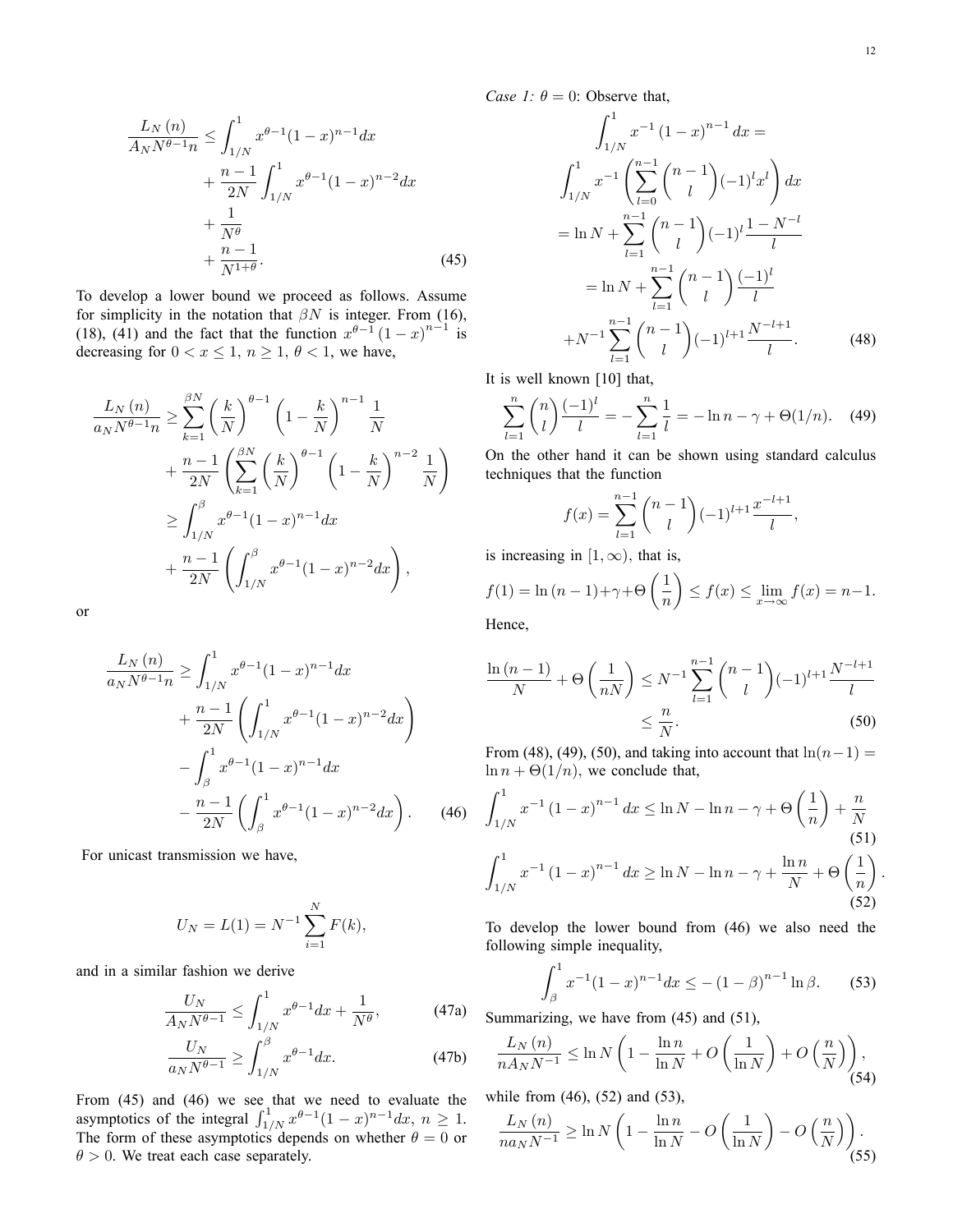$$
\begin{aligned}
\frac{L_N(n)}{A_N N^{\theta-1} n} \leq & \int_{1/N}^{1} x^{\theta-1}(1-x)^{n-1} dx \\
& + \frac{n-1}{2N} \int_{1/N}^{1} x^{\theta-1}(1-x)^{n-2} dx \\
& + \frac{1}{N^{\theta}} \\
& + \frac{n-1}{N^{1+\theta}}. \quad (45)
\end{aligned}
$$

To develop a lower bound we proceed as follows. Assume for simplicity in the notation that $\beta N$ is integer. From (16), (18), (41) and the fact that the function $x^{\theta-1}(1-x)^{n-1}$ is decreasing for $0 < x \leq 1$, $n \geq 1$, $\theta < 1$, we have,

$$
\begin{aligned}
\frac{L_N(n)}{a_N N^{\theta-1} n} \geq & \sum_{k=1}^{\beta N} \left(\frac{k}{N}\right)^{\theta-1} \left(1-\frac{k}{N}\right)^{n-1} \frac{1}{N} \\
& + \frac{n-1}{2N} \left( \sum_{k=1}^{\beta N} \left(\frac{k}{N}\right)^{\theta-1} \left(1-\frac{k}{N}\right)^{n-2} \frac{1}{N} \right) \\
\geq & \int_{1/N}^{\beta} x^{\theta-1}(1-x)^{n-1} dx \\
& + \frac{n-1}{2N} \left( \int_{1/N}^{\beta} x^{\theta-1}(1-x)^{n-2} dx \right),
\end{aligned}
$$

or

$$
\begin{aligned}
\frac{L_N(n)}{a_N N^{\theta-1} n} \geq & \int_{1/N}^{1} x^{\theta-1}(1-x)^{n-1} dx \\
& + \frac{n-1}{2N} \left( \int_{1/N}^{1} x^{\theta-1}(1-x)^{n-2} dx \right) \\
& - \int_{\beta}^{1} x^{\theta-1}(1-x)^{n-1} dx \\
& - \frac{n-1}{2N} \left( \int_{\beta}^{1} x^{\theta-1}(1-x)^{n-2} dx \right). \quad (46)
\end{aligned}
$$

For unicast transmission we have,

$$
U_N = L(1) = N^{-1} \sum_{i=1}^{N} F(k),
$$

and in a similar fashion we derive

$$
\frac{U_N}{A_N N^{\theta-1}} \leq \int_{1/N}^{1} x^{\theta-1} dx + \frac{1}{N^{\theta}}, \quad (47a)
$$

$$
\frac{U_N}{a_N N^{\theta-1}} \geq \int_{1/N}^{\beta} x^{\theta-1} dx. \quad (47b)
$$

From (45) and (46) we see that we need to evaluate the asymptotics of the integral $\int_{1/N}^{1} x^{\theta-1}(1-x)^{n-1} dx$, $n \geq 1$. The form of these asymptotics depends on whether $\theta = 0$ or $\theta > 0$. We treat each case separately.

*Case 1: $\theta = 0$:* Observe that,

$$
\begin{aligned}
& \int_{1/N}^{1} x^{-1}(1-x)^{n-1} dx = \\
& \int_{1/N}^{1} x^{-1} \left( \sum_{l=0}^{n-1} \binom{n-1}{l} (-1)^l x^l \right) dx \\
& = \ln N + \sum_{l=1}^{n-1} \binom{n-1}{l} (-1)^l \frac{1-N^{-l}}{l} \\
& = \ln N + \sum_{l=1}^{n-1} \binom{n-1}{l} \frac{(-1)^l}{l} \\
& + N^{-1} \sum_{l=1}^{n-1} \binom{n-1}{l} (-1)^{l+1} \frac{N^{-l+1}}{l}. \quad (48)
\end{aligned}
$$

It is well known [10] that,

$$
\sum_{l=1}^{n} \binom{n}{l} \frac{(-1)^l}{l} = -\sum_{l=1}^{n} \frac{1}{l} = -\ln n - \gamma + \Theta(1/n). \quad (49)
$$

On the other hand it can be shown using standard calculus techniques that the function

$$
f(x) = \sum_{l=1}^{n-1} \binom{n-1}{l} (-1)^{l+1} \frac{x^{-l+1}}{l},
$$

is increasing in $[1, \infty)$, that is,

$$
f(1) = \ln(n-1) + \gamma + \Theta\left(\frac{1}{n}\right) \leq f(x) \leq \lim_{x \to \infty} f(x) = n-1.
$$

Hence,

$$
\begin{aligned}
\frac{\ln(n-1)}{N} + \Theta\left(\frac{1}{nN}\right) \leq & N^{-1} \sum_{l=1}^{n-1} \binom{n-1}{l} (-1)^{l+1} \frac{N^{-l+1}}{l} \\
\leq & \frac{n}{N}. \quad (50)
\end{aligned}
$$

From (48), (49), (50), and taking into account that $\ln(n-1) = \ln n + \Theta(1/n)$, we conclude that,

$$
\int_{1/N}^{1} x^{-1}(1-x)^{n-1} dx \leq \ln N - \ln n - \gamma + \Theta\left(\frac{1}{n}\right) + \frac{n}{N} \quad (51)
$$

$$
\int_{1/N}^{1} x^{-1}(1-x)^{n-1} dx \geq \ln N - \ln n - \gamma + \frac{\ln n}{N} + \Theta\left(\frac{1}{n}\right). \quad (52)
$$

To develop the lower bound from (46) we also need the following simple inequality,

$$
\int_{\beta}^{1} x^{-1}(1-x)^{n-1} dx \leq -(1-\beta)^{n-1} \ln \beta. \quad (53)
$$

Summarizing, we have from (45) and (51),

$$
\frac{L_N(n)}{n A_N N^{-1}} \leq \ln N \left( 1 - \frac{\ln n}{\ln N} + O\left(\frac{1}{\ln N}\right) + O\left(\frac{n}{N}\right) \right), \quad (54)
$$

while from (46), (52) and (53),

$$
\frac{L_N(n)}{n a_N N^{-1}} \geq \ln N \left( 1 - \frac{\ln n}{\ln N} - O\left(\frac{1}{\ln N}\right) - O\left(\frac{n}{N}\right) \right). \quad (55)
$$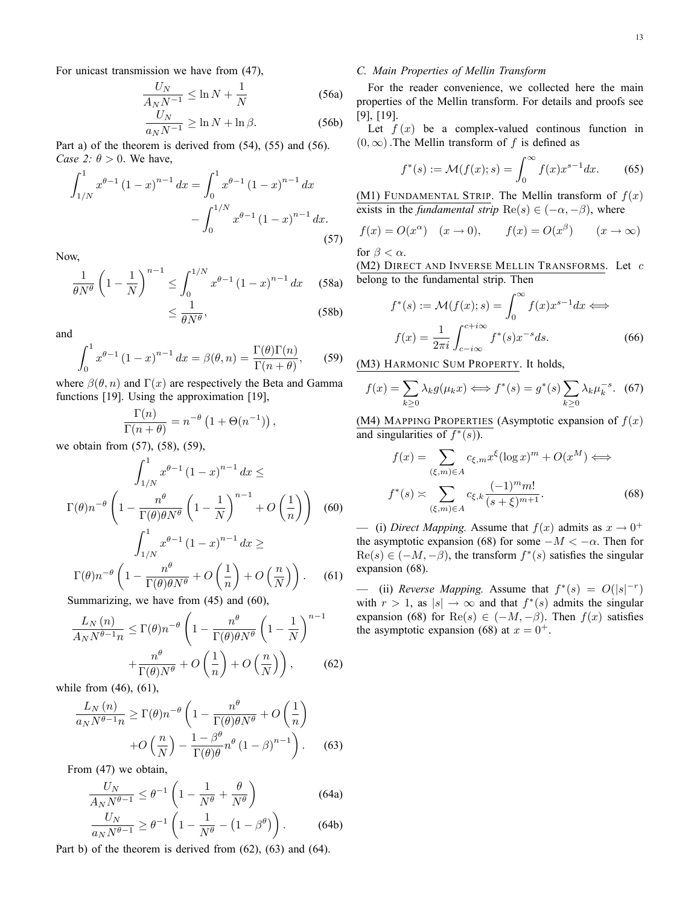For unicast transmission we have from (47),

$$\frac{U_N}{A_N N^{-1}} \leq \ln N + \frac{1}{N} \tag{56a}$$

$$\frac{U_N}{a_N N^{-1}} \geq \ln N + \ln \beta. \tag{56b}$$

Part a) of the theorem is derived from (54), (55) and (56).

*Case 2:* $\theta > 0$. We have,

$$\int_{1/N}^{1} x^{\theta-1}\left(1-x\right)^{n-1} dx = \int_{0}^{1} x^{\theta-1}\left(1-x\right)^{n-1} dx - \int_{0}^{1/N} x^{\theta-1}\left(1-x\right)^{n-1} dx. \tag{57}$$

Now,

$$\frac{1}{\theta N^{\theta}}\left(1-\frac{1}{N}\right)^{n-1} \leq \int_{0}^{1/N} x^{\theta-1}\left(1-x\right)^{n-1} dx \tag{58a}$$

$$\leq \frac{1}{\theta N^{\theta}}, \tag{58b}$$

and

$$\int_{0}^{1} x^{\theta-1}\left(1-x\right)^{n-1} dx = \beta(\theta, n) = \frac{\Gamma(\theta)\Gamma(n)}{\Gamma(n+\theta)}, \tag{59}$$

where $\beta(\theta, n)$ and $\Gamma(x)$ are respectively the Beta and Gamma functions [19]. Using the approximation [19],

$$\frac{\Gamma(n)}{\Gamma(n+\theta)} = n^{-\theta}\left(1 + \Theta(n^{-1})\right),$$

we obtain from (57), (58), (59),

$$\int_{1/N}^{1} x^{\theta-1}\left(1-x\right)^{n-1} dx \leq \Gamma(\theta) n^{-\theta}\left(1 - \frac{n^{\theta}}{\Gamma(\theta)\theta N^{\theta}}\left(1-\frac{1}{N}\right)^{n-1} + O\left(\frac{1}{n}\right)\right) \tag{60}$$

$$\int_{1/N}^{1} x^{\theta-1}\left(1-x\right)^{n-1} dx \geq \Gamma(\theta) n^{-\theta}\left(1 - \frac{n^{\theta}}{\Gamma(\theta)\theta N^{\theta}} + O\left(\frac{1}{n}\right) + O\left(\frac{n}{N}\right)\right). \tag{61}$$

Summarizing, we have from (45) and (60),

$$\frac{L_N(n)}{A_N N^{\theta-1} n} \leq \Gamma(\theta) n^{-\theta}\left(1 - \frac{n^{\theta}}{\Gamma(\theta)\theta N^{\theta}}\left(1-\frac{1}{N}\right)^{n-1} + \frac{n^{\theta}}{\Gamma(\theta) N^{\theta}} + O\left(\frac{1}{n}\right) + O\left(\frac{n}{N}\right)\right), \tag{62}$$

while from (46), (61),

$$\frac{L_N(n)}{a_N N^{\theta-1} n} \geq \Gamma(\theta) n^{-\theta}\left(1 - \frac{n^{\theta}}{\Gamma(\theta)\theta N^{\theta}} + O\left(\frac{1}{n}\right) + O\left(\frac{n}{N}\right) - \frac{1-\beta^{\theta}}{\Gamma(\theta)\theta} n^{\theta}\left(1-\beta\right)^{n-1}\right). \tag{63}$$

From (47) we obtain,

$$\frac{U_N}{A_N N^{\theta-1}} \leq \theta^{-1}\left(1 - \frac{1}{N^{\theta}} + \frac{\theta}{N^{\theta}}\right) \tag{64a}$$

$$\frac{U_N}{a_N N^{\theta-1}} \geq \theta^{-1}\left(1 - \frac{1}{N^{\theta}} - \left(1-\beta^{\theta}\right)\right). \tag{64b}$$

Part b) of the theorem is derived from (62), (63) and (64).

### C. Main Properties of Mellin Transform

For the reader convenience, we collected here the main properties of the Mellin transform. For details and proofs see [9], [19].

Let $f(x)$ be a complex-valued continous function in $(0, \infty)$. The Mellin transform of $f$ is defined as

$$f^*(s) := \mathcal{M}(f(x); s) = \int_0^{\infty} f(x) x^{s-1} dx. \tag{65}$$

(M1) FUNDAMENTAL STRIP. The Mellin transform of $f(x)$ exists in the *fundamental strip* $\mathrm{Re}(s) \in (-\alpha, -\beta)$, where

$$f(x) = O(x^{\alpha}) \quad (x \to 0), \qquad f(x) = O(x^{\beta}) \qquad (x \to \infty)$$

for $\beta < \alpha$.

(M2) DIRECT AND INVERSE MELLIN TRANSFORMS. Let $c$ belong to the fundamental strip. Then

$$f^*(s) := \mathcal{M}(f(x); s) = \int_0^{\infty} f(x) x^{s-1} dx \Longleftrightarrow f(x) = \frac{1}{2\pi i}\int_{c-i\infty}^{c+i\infty} f^*(s) x^{-s} ds. \tag{66}$$

(M3) HARMONIC SUM PROPERTY. It holds,

$$f(x) = \sum_{k \geq 0} \lambda_k g(\mu_k x) \Longleftrightarrow f^*(s) = g^*(s) \sum_{k \geq 0} \lambda_k \mu_k^{-s}. \tag{67}$$

(M4) MAPPING PROPERTIES (Asymptotic expansion of $f(x)$ and singularities of $f^*(s)$).

$$f(x) = \sum_{(\xi,m)\in A} c_{\xi,m} x^{\xi} (\log x)^m + O(x^M) \Longleftrightarrow f^*(s) \asymp \sum_{(\xi,m)\in A} c_{\xi,k} \frac{(-1)^m m!}{(s+\xi)^{m+1}}. \tag{68}$$

— (i) *Direct Mapping.* Assume that $f(x)$ admits as $x \to 0^+$ the asymptotic expansion (68) for some $-M < -\alpha$. Then for $\mathrm{Re}(s) \in (-M, -\beta)$, the transform $f^*(s)$ satisfies the singular expansion (68).

— (ii) *Reverse Mapping.* Assume that $f^*(s) = O(|s|^{-r})$ with $r > 1$, as $|s| \to \infty$ and that $f^*(s)$ admits the singular expansion (68) for $\mathrm{Re}(s) \in (-M, -\beta)$. Then $f(x)$ satisfies the asymptotic expansion (68) at $x = 0^+$.